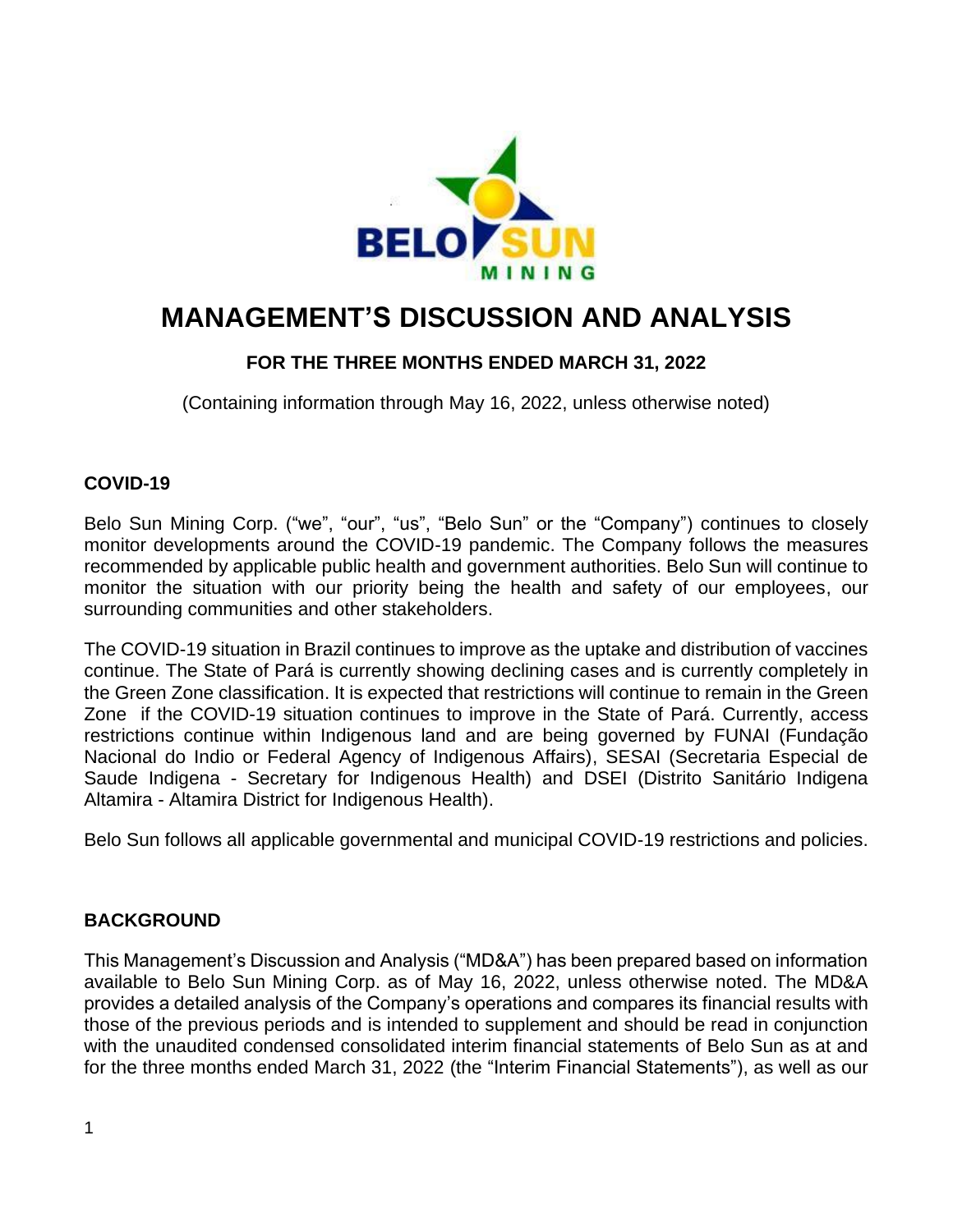# MANAGEMENT'S DISCUSSION AND ANALYSIS

### FOR THE THREE MONTHS ENDED MARCH 31, 2022

(Containing information through May 16, 2022, unless otherwise noted)

## COVID-19

Belo Sun Mining Corp. ("we", "our", "us", "Belo Sun" or the "Company") continues to closely monitor developments around the COVID-19 pandemic. The Company follows the measures recommended by applicable public health and government authorities. Belo Sun will continue to monitor the situation with our priority being the health and safety of our employees, our surrounding communities and other stakeholders.

The COVID-19 situation in Brazil continues to improve as the uptake and distribution of vaccines continue. The State of Pará is currently showing declining cases and is currently completely in the Green Zone classification. It is expected that restrictions will continue to remain in the Green Zone if the COVID-19 situation continues to improve in the State of Pará. Currently, access restrictions continue within Indigenous land and are being governed by FUNAI (Fundação Nacional do Indio or Federal Agency of Indigenous Affairs), SESAI (Secretaria Especial de Saude Indigena - Secretary for Indigenous Health) and DSEI (Distrito Sanitário Indigena Altamira - Altamira District for Indigenous Health).

Belo Sun follows all applicable governmental and municipal COVID-19 restrictions and policies.

## BACKGROUND

This Management's Discussion and Analysis ("MD&A") has been prepared based on information available to Belo Sun Mining Corp. as of May 16, 2022, unless otherwise noted. The MD&A provides a detailed analysis of the Company's operations and compares its financial results with those of the previous periods and is intended to supplement and should be read in conjunction with the unaudited condensed consolidated interim financial statements of Belo Sun as at and for the three months ended March 31, 2022 (the "Interim Financial Statements"), as well as our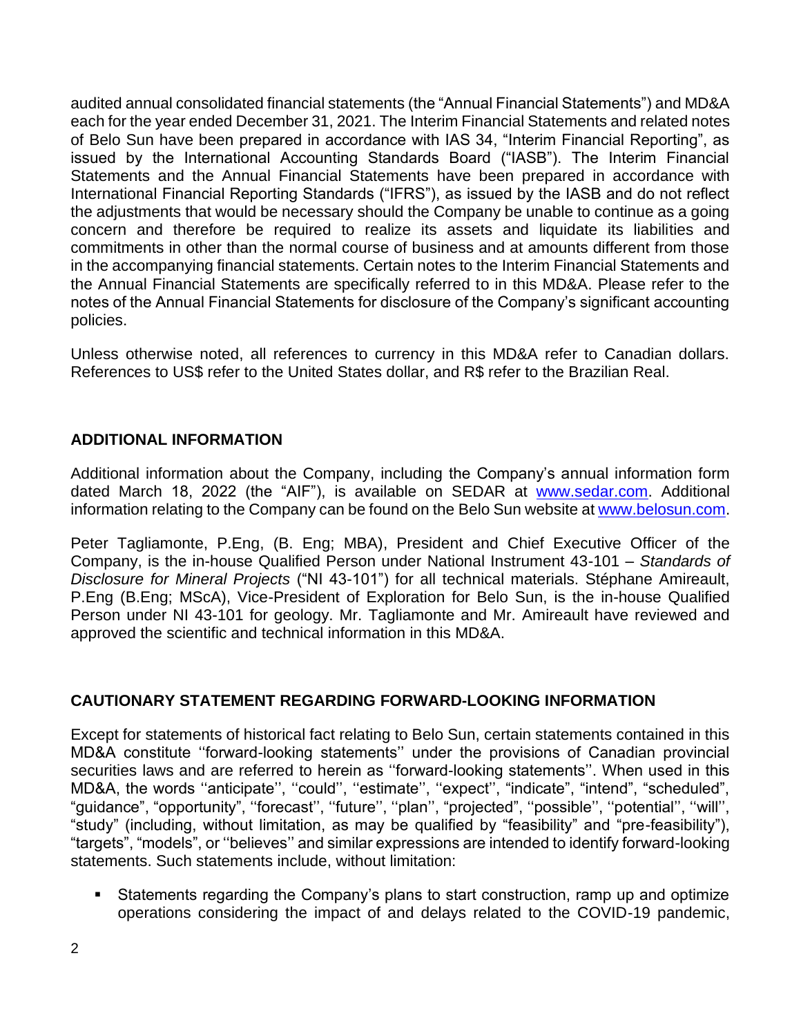audited annual consolidated financial statements (the "Annual Financial Statements") and MD&A each for the year ended December 31, 2021. The Interim Financial Statements and related notes of Belo Sun have been prepared in accordance with IAS 34, "Interim Financial Reporting", as issued by the International Accounting Standards Board ("IASB"). The Interim Financial Statements and the Annual Financial Statements have been prepared in accordance with International Financial Reporting Standards ("IFRS"), as issued by the IASB and do not reflect the adjustments that would be necessary should the Company be unable to continue as a going concern and therefore be required to realize its assets and liquidate its liabilities and commitments in other than the normal course of business and at amounts different from those in the accompanying financial statements. Certain notes to the Interim Financial Statements and the Annual Financial Statements are specifically referred to in this MD&A. Please refer to the notes of the Annual Financial Statements for disclosure of the Company's significant accounting policies.

Unless otherwise noted, all references to currency in this MD&A refer to Canadian dollars. References to US$ refer to the United States dollar, and R$ refer to the Brazilian Real.

## ADDITIONAL INFORMATION

Additional information about the Company, including the Company's annual information form dated March 18, 2022 (the "AIF"), is available on SEDAR at www.sedar.com. Additional information relating to the Company can be found on the Belo Sun website at www.belosun.com.

Peter Tagliamonte, P.Eng, (B. Eng; MBA), President and Chief Executive Officer of the Company, is the in-house Qualified Person under National Instrument 43-101 – *Standards of Disclosure for Mineral Projects* ("NI 43-101") for all technical materials. Stéphane Amireault, P.Eng (B.Eng; MScA), Vice-President of Exploration for Belo Sun, is the in-house Qualified Person under NI 43-101 for geology. Mr. Tagliamonte and Mr. Amireault have reviewed and approved the scientific and technical information in this MD&A.

## CAUTIONARY STATEMENT REGARDING FORWARD-LOOKING INFORMATION

Except for statements of historical fact relating to Belo Sun, certain statements contained in this MD&A constitute ''forward-looking statements'' under the provisions of Canadian provincial securities laws and are referred to herein as ''forward-looking statements''. When used in this MD&A, the words ''anticipate'', ''could'', ''estimate'', ''expect'', "indicate", "intend", "scheduled", "guidance", "opportunity", ''forecast'', ''future'', ''plan'', "projected", ''possible'', ''potential'', ''will'', "study" (including, without limitation, as may be qualified by "feasibility" and "pre-feasibility"), "targets", "models", or ''believes'' and similar expressions are intended to identify forward-looking statements. Such statements include, without limitation:

- Statements regarding the Company's plans to start construction, ramp up and optimize operations considering the impact of and delays related to the COVID-19 pandemic,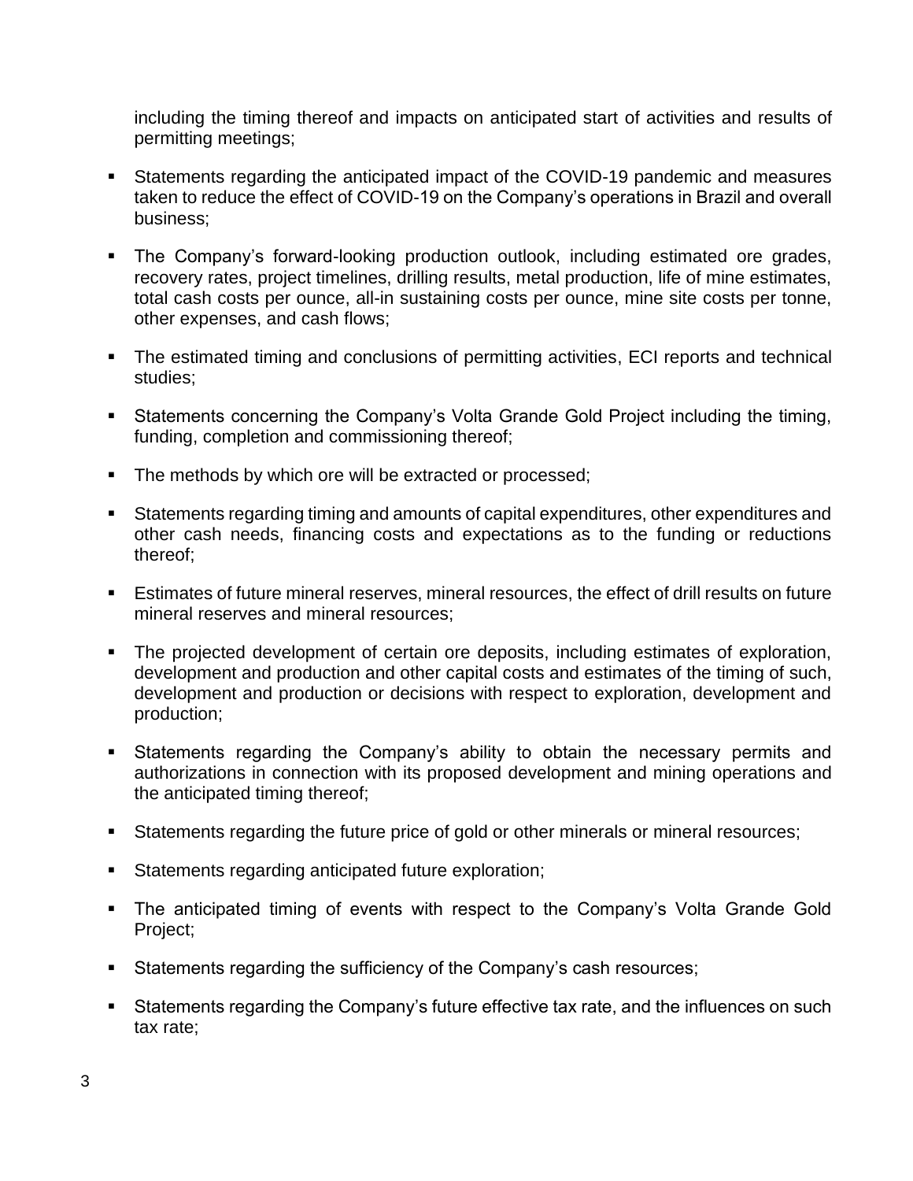including the timing thereof and impacts on anticipated start of activities and results of permitting meetings;

- Statements regarding the anticipated impact of the COVID-19 pandemic and measures taken to reduce the effect of COVID-19 on the Company's operations in Brazil and overall business;
- The Company's forward-looking production outlook, including estimated ore grades, recovery rates, project timelines, drilling results, metal production, life of mine estimates, total cash costs per ounce, all-in sustaining costs per ounce, mine site costs per tonne, other expenses, and cash flows;
- The estimated timing and conclusions of permitting activities, ECI reports and technical studies;
- Statements concerning the Company's Volta Grande Gold Project including the timing, funding, completion and commissioning thereof;
- The methods by which ore will be extracted or processed;
- Statements regarding timing and amounts of capital expenditures, other expenditures and other cash needs, financing costs and expectations as to the funding or reductions thereof;
- Estimates of future mineral reserves, mineral resources, the effect of drill results on future mineral reserves and mineral resources;
- The projected development of certain ore deposits, including estimates of exploration, development and production and other capital costs and estimates of the timing of such, development and production or decisions with respect to exploration, development and production;
- Statements regarding the Company's ability to obtain the necessary permits and authorizations in connection with its proposed development and mining operations and the anticipated timing thereof;
- Statements regarding the future price of gold or other minerals or mineral resources;
- Statements regarding anticipated future exploration;
- The anticipated timing of events with respect to the Company's Volta Grande Gold Project;
- Statements regarding the sufficiency of the Company's cash resources;
- Statements regarding the Company's future effective tax rate, and the influences on such tax rate;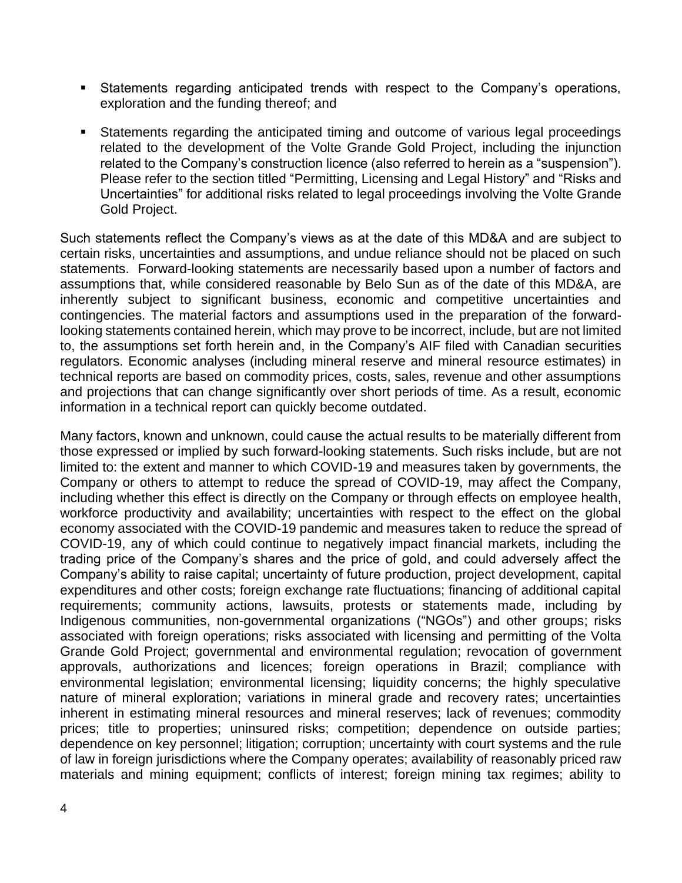- Statements regarding anticipated trends with respect to the Company's operations, exploration and the funding thereof; and
- Statements regarding the anticipated timing and outcome of various legal proceedings related to the development of the Volte Grande Gold Project, including the injunction related to the Company's construction licence (also referred to herein as a "suspension"). Please refer to the section titled "Permitting, Licensing and Legal History" and "Risks and Uncertainties" for additional risks related to legal proceedings involving the Volte Grande Gold Project.

Such statements reflect the Company's views as at the date of this MD&A and are subject to certain risks, uncertainties and assumptions, and undue reliance should not be placed on such statements. Forward-looking statements are necessarily based upon a number of factors and assumptions that, while considered reasonable by Belo Sun as of the date of this MD&A, are inherently subject to significant business, economic and competitive uncertainties and contingencies. The material factors and assumptions used in the preparation of the forward-looking statements contained herein, which may prove to be incorrect, include, but are not limited to, the assumptions set forth herein and, in the Company's AIF filed with Canadian securities regulators. Economic analyses (including mineral reserve and mineral resource estimates) in technical reports are based on commodity prices, costs, sales, revenue and other assumptions and projections that can change significantly over short periods of time. As a result, economic information in a technical report can quickly become outdated.

Many factors, known and unknown, could cause the actual results to be materially different from those expressed or implied by such forward-looking statements. Such risks include, but are not limited to: the extent and manner to which COVID-19 and measures taken by governments, the Company or others to attempt to reduce the spread of COVID-19, may affect the Company, including whether this effect is directly on the Company or through effects on employee health, workforce productivity and availability; uncertainties with respect to the effect on the global economy associated with the COVID-19 pandemic and measures taken to reduce the spread of COVID-19, any of which could continue to negatively impact financial markets, including the trading price of the Company's shares and the price of gold, and could adversely affect the Company's ability to raise capital; uncertainty of future production, project development, capital expenditures and other costs; foreign exchange rate fluctuations; financing of additional capital requirements; community actions, lawsuits, protests or statements made, including by Indigenous communities, non-governmental organizations ("NGOs") and other groups; risks associated with foreign operations; risks associated with licensing and permitting of the Volta Grande Gold Project; governmental and environmental regulation; revocation of government approvals, authorizations and licences; foreign operations in Brazil; compliance with environmental legislation; environmental licensing; liquidity concerns; the highly speculative nature of mineral exploration; variations in mineral grade and recovery rates; uncertainties inherent in estimating mineral resources and mineral reserves; lack of revenues; commodity prices; title to properties; uninsured risks; competition; dependence on outside parties; dependence on key personnel; litigation; corruption; uncertainty with court systems and the rule of law in foreign jurisdictions where the Company operates; availability of reasonably priced raw materials and mining equipment; conflicts of interest; foreign mining tax regimes; ability to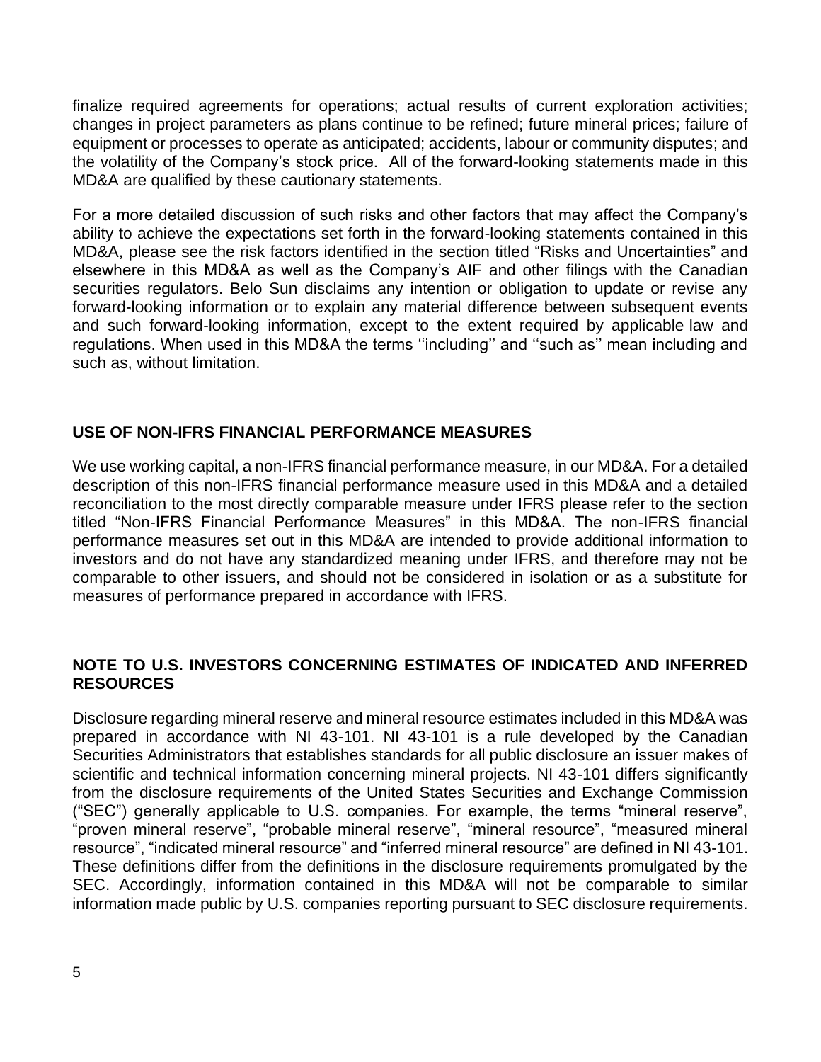finalize required agreements for operations; actual results of current exploration activities; changes in project parameters as plans continue to be refined; future mineral prices; failure of equipment or processes to operate as anticipated; accidents, labour or community disputes; and the volatility of the Company's stock price. All of the forward-looking statements made in this MD&A are qualified by these cautionary statements.

For a more detailed discussion of such risks and other factors that may affect the Company's ability to achieve the expectations set forth in the forward-looking statements contained in this MD&A, please see the risk factors identified in the section titled "Risks and Uncertainties" and elsewhere in this MD&A as well as the Company's AIF and other filings with the Canadian securities regulators. Belo Sun disclaims any intention or obligation to update or revise any forward-looking information or to explain any material difference between subsequent events and such forward-looking information, except to the extent required by applicable law and regulations. When used in this MD&A the terms ''including'' and ''such as'' mean including and such as, without limitation.

## USE OF NON-IFRS FINANCIAL PERFORMANCE MEASURES

We use working capital, a non-IFRS financial performance measure, in our MD&A. For a detailed description of this non-IFRS financial performance measure used in this MD&A and a detailed reconciliation to the most directly comparable measure under IFRS please refer to the section titled "Non-IFRS Financial Performance Measures" in this MD&A. The non-IFRS financial performance measures set out in this MD&A are intended to provide additional information to investors and do not have any standardized meaning under IFRS, and therefore may not be comparable to other issuers, and should not be considered in isolation or as a substitute for measures of performance prepared in accordance with IFRS.

## NOTE TO U.S. INVESTORS CONCERNING ESTIMATES OF INDICATED AND INFERRED RESOURCES

Disclosure regarding mineral reserve and mineral resource estimates included in this MD&A was prepared in accordance with NI 43-101. NI 43-101 is a rule developed by the Canadian Securities Administrators that establishes standards for all public disclosure an issuer makes of scientific and technical information concerning mineral projects. NI 43-101 differs significantly from the disclosure requirements of the United States Securities and Exchange Commission ("SEC") generally applicable to U.S. companies. For example, the terms "mineral reserve", "proven mineral reserve", "probable mineral reserve", "mineral resource", "measured mineral resource", "indicated mineral resource" and "inferred mineral resource" are defined in NI 43-101. These definitions differ from the definitions in the disclosure requirements promulgated by the SEC. Accordingly, information contained in this MD&A will not be comparable to similar information made public by U.S. companies reporting pursuant to SEC disclosure requirements.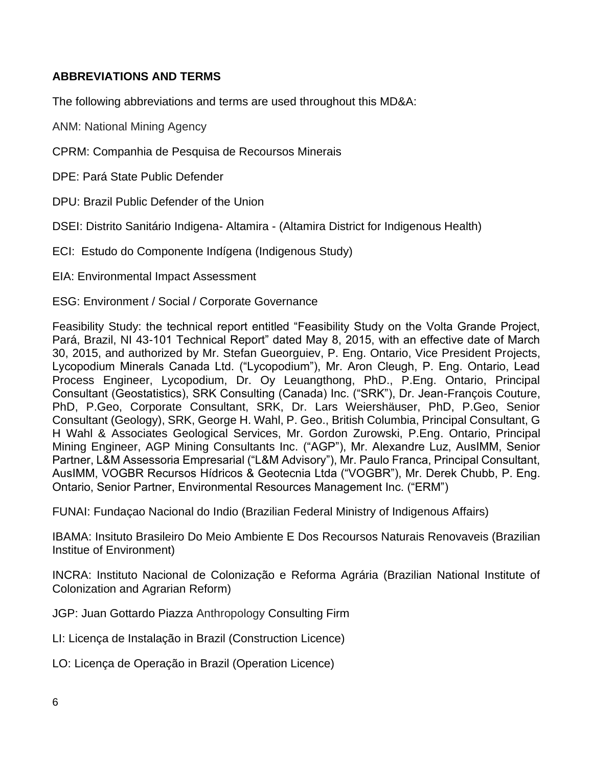**ABBREVIATIONS AND TERMS**

The following abbreviations and terms are used throughout this MD&A:

ANM: National Mining Agency

CPRM: Companhia de Pesquisa de Recoursos Minerais

DPE: Pará State Public Defender

DPU: Brazil Public Defender of the Union

DSEI: Distrito Sanitário Indigena- Altamira - (Altamira District for Indigenous Health)

ECI: Estudo do Componente Indígena (Indigenous Study)

EIA: Environmental Impact Assessment

ESG: Environment / Social / Corporate Governance

Feasibility Study: the technical report entitled “Feasibility Study on the Volta Grande Project, Pará, Brazil, NI 43-101 Technical Report” dated May 8, 2015, with an effective date of March 30, 2015, and authorized by Mr. Stefan Gueorguiev, P. Eng. Ontario, Vice President Projects, Lycopodium Minerals Canada Ltd. (“Lycopodium”), Mr. Aron Cleugh, P. Eng. Ontario, Lead Process Engineer, Lycopodium, Dr. Oy Leuangthong, PhD., P.Eng. Ontario, Principal Consultant (Geostatistics), SRK Consulting (Canada) Inc. (“SRK”), Dr. Jean-François Couture, PhD, P.Geo, Corporate Consultant, SRK, Dr. Lars Weiershäuser, PhD, P.Geo, Senior Consultant (Geology), SRK, George H. Wahl, P. Geo., British Columbia, Principal Consultant, G H Wahl & Associates Geological Services, Mr. Gordon Zurowski, P.Eng. Ontario, Principal Mining Engineer, AGP Mining Consultants Inc. (“AGP”), Mr. Alexandre Luz, AusIMM, Senior Partner, L&M Assessoria Empresarial (“L&M Advisory”), Mr. Paulo Franca, Principal Consultant, AusIMM, VOGBR Recursos Hídricos & Geotecnia Ltda (“VOGBR”), Mr. Derek Chubb, P. Eng. Ontario, Senior Partner, Environmental Resources Management Inc. (“ERM”)

FUNAI: Fundaçao Nacional do Indio (Brazilian Federal Ministry of Indigenous Affairs)

IBAMA: Insituto Brasileiro Do Meio Ambiente E Dos Recoursos Naturais Renovaveis (Brazilian Institue of Environment)

INCRA: Instituto Nacional de Colonização e Reforma Agrária (Brazilian National Institute of Colonization and Agrarian Reform)

JGP: Juan Gottardo Piazza Anthropology Consulting Firm

LI: Licença de Instalação in Brazil (Construction Licence)

LO: Licença de Operação in Brazil (Operation Licence)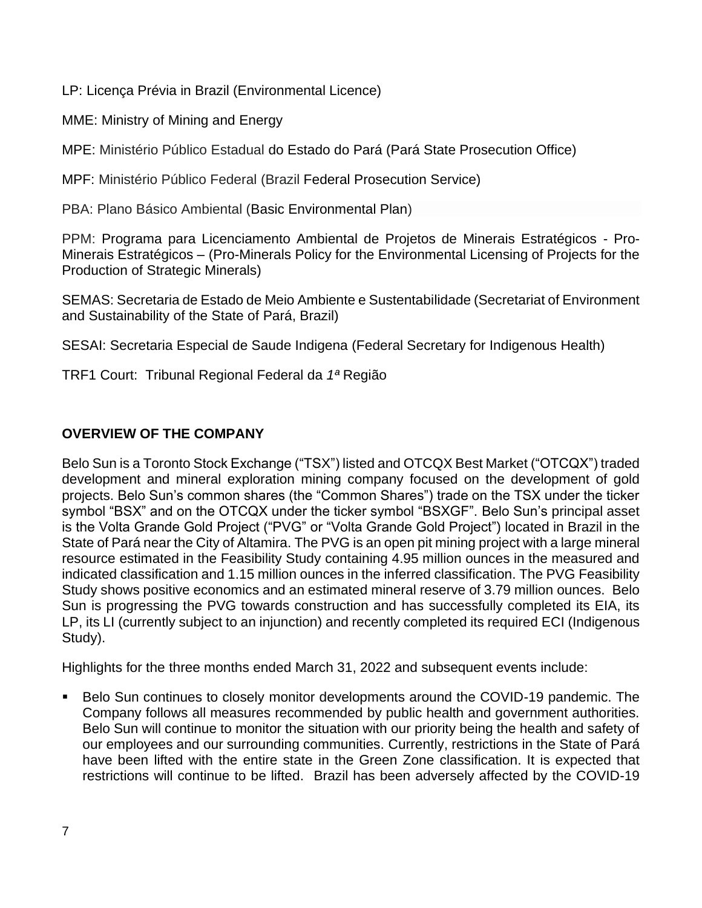LP: Licença Prévia in Brazil (Environmental Licence)

MME: Ministry of Mining and Energy

MPE: Ministério Público Estadual do Estado do Pará (Pará State Prosecution Office)

MPF: Ministério Público Federal (Brazil Federal Prosecution Service)

PBA: Plano Básico Ambiental (Basic Environmental Plan)

PPM: Programa para Licenciamento Ambiental de Projetos de Minerais Estratégicos - Pro-Minerais Estratégicos – (Pro-Minerals Policy for the Environmental Licensing of Projects for the Production of Strategic Minerals)

SEMAS: Secretaria de Estado de Meio Ambiente e Sustentabilidade (Secretariat of Environment and Sustainability of the State of Pará, Brazil)

SESAI: Secretaria Especial de Saude Indigena (Federal Secretary for Indigenous Health)

TRF1 Court: Tribunal Regional Federal da *1ª* Região

## OVERVIEW OF THE COMPANY

Belo Sun is a Toronto Stock Exchange ("TSX") listed and OTCQX Best Market ("OTCQX") traded development and mineral exploration mining company focused on the development of gold projects. Belo Sun's common shares (the "Common Shares") trade on the TSX under the ticker symbol "BSX" and on the OTCQX under the ticker symbol "BSXGF". Belo Sun's principal asset is the Volta Grande Gold Project ("PVG" or "Volta Grande Gold Project") located in Brazil in the State of Pará near the City of Altamira. The PVG is an open pit mining project with a large mineral resource estimated in the Feasibility Study containing 4.95 million ounces in the measured and indicated classification and 1.15 million ounces in the inferred classification. The PVG Feasibility Study shows positive economics and an estimated mineral reserve of 3.79 million ounces. Belo Sun is progressing the PVG towards construction and has successfully completed its EIA, its LP, its LI (currently subject to an injunction) and recently completed its required ECI (Indigenous Study).

Highlights for the three months ended March 31, 2022 and subsequent events include:

- Belo Sun continues to closely monitor developments around the COVID-19 pandemic. The Company follows all measures recommended by public health and government authorities. Belo Sun will continue to monitor the situation with our priority being the health and safety of our employees and our surrounding communities. Currently, restrictions in the State of Pará have been lifted with the entire state in the Green Zone classification. It is expected that restrictions will continue to be lifted. Brazil has been adversely affected by the COVID-19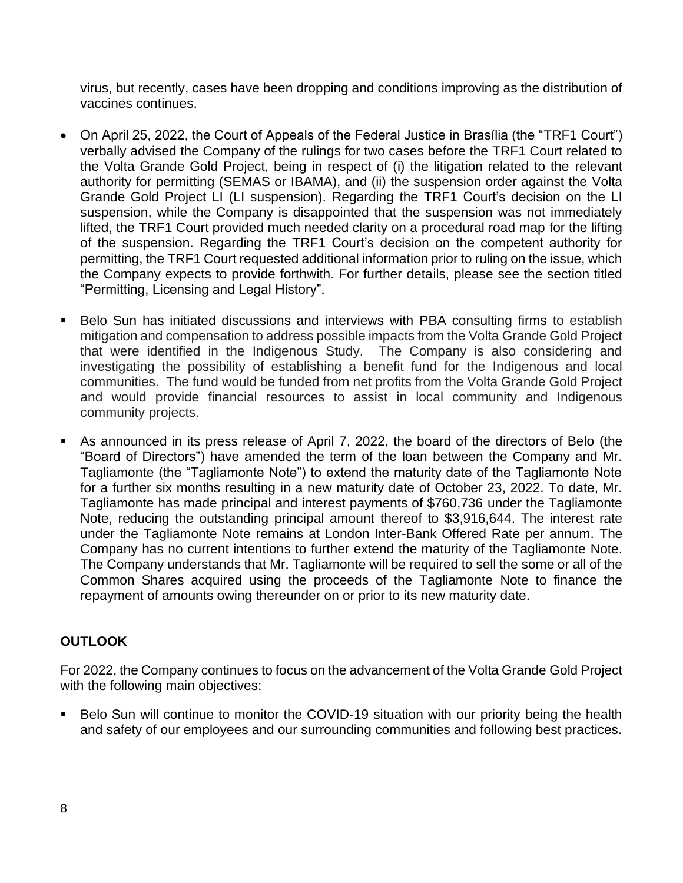virus, but recently, cases have been dropping and conditions improving as the distribution of vaccines continues.

- On April 25, 2022, the Court of Appeals of the Federal Justice in Brasília (the "TRF1 Court") verbally advised the Company of the rulings for two cases before the TRF1 Court related to the Volta Grande Gold Project, being in respect of (i) the litigation related to the relevant authority for permitting (SEMAS or IBAMA), and (ii) the suspension order against the Volta Grande Gold Project LI (LI suspension). Regarding the TRF1 Court's decision on the LI suspension, while the Company is disappointed that the suspension was not immediately lifted, the TRF1 Court provided much needed clarity on a procedural road map for the lifting of the suspension. Regarding the TRF1 Court's decision on the competent authority for permitting, the TRF1 Court requested additional information prior to ruling on the issue, which the Company expects to provide forthwith. For further details, please see the section titled "Permitting, Licensing and Legal History".

- Belo Sun has initiated discussions and interviews with PBA consulting firms to establish mitigation and compensation to address possible impacts from the Volta Grande Gold Project that were identified in the Indigenous Study. The Company is also considering and investigating the possibility of establishing a benefit fund for the Indigenous and local communities. The fund would be funded from net profits from the Volta Grande Gold Project and would provide financial resources to assist in local community and Indigenous community projects.

- As announced in its press release of April 7, 2022, the board of the directors of Belo (the "Board of Directors") have amended the term of the loan between the Company and Mr. Tagliamonte (the "Tagliamonte Note") to extend the maturity date of the Tagliamonte Note for a further six months resulting in a new maturity date of October 23, 2022. To date, Mr. Tagliamonte has made principal and interest payments of $760,736 under the Tagliamonte Note, reducing the outstanding principal amount thereof to $3,916,644. The interest rate under the Tagliamonte Note remains at London Inter-Bank Offered Rate per annum. The Company has no current intentions to further extend the maturity of the Tagliamonte Note. The Company understands that Mr. Tagliamonte will be required to sell the some or all of the Common Shares acquired using the proceeds of the Tagliamonte Note to finance the repayment of amounts owing thereunder on or prior to its new maturity date.

## OUTLOOK

For 2022, the Company continues to focus on the advancement of the Volta Grande Gold Project with the following main objectives:

- Belo Sun will continue to monitor the COVID-19 situation with our priority being the health and safety of our employees and our surrounding communities and following best practices.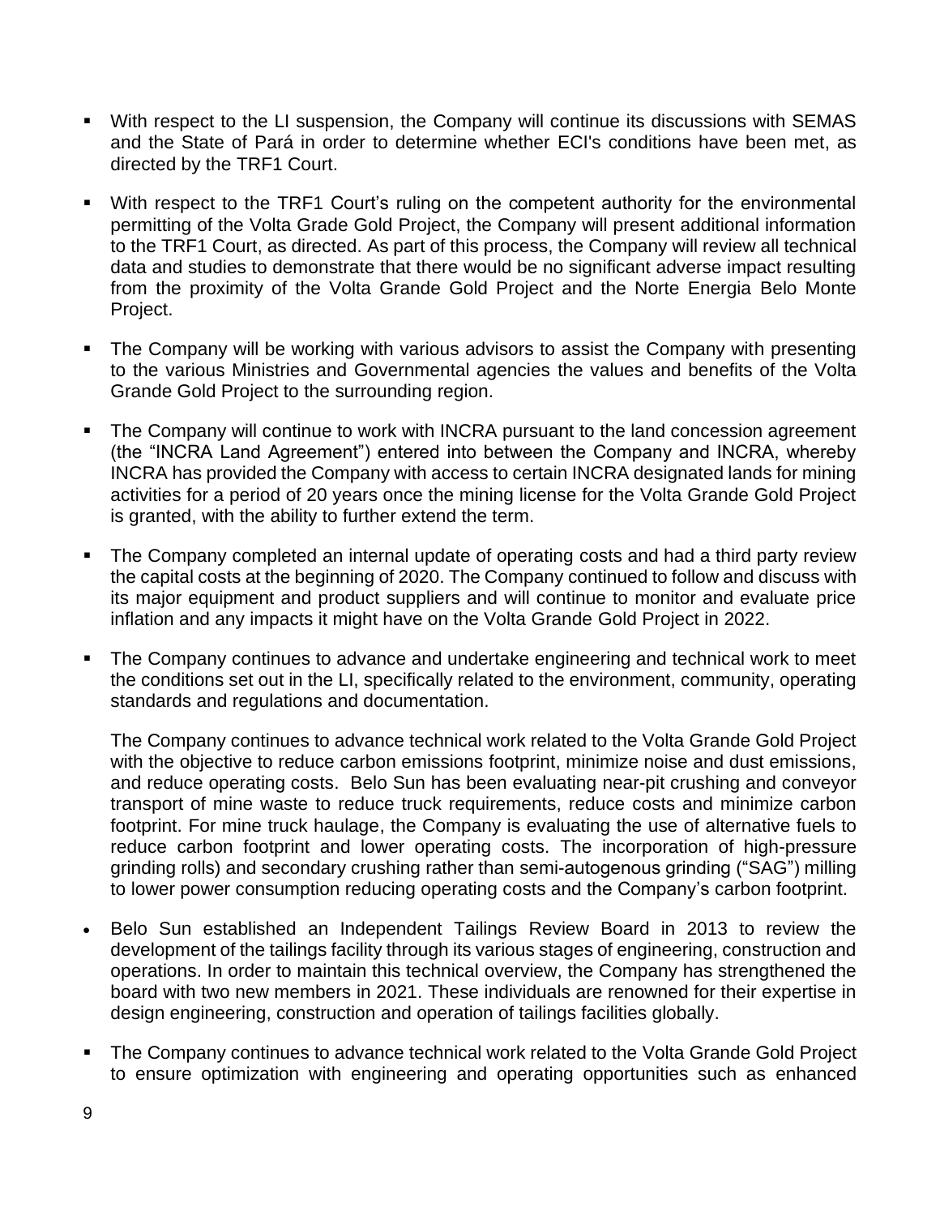- With respect to the LI suspension, the Company will continue its discussions with SEMAS and the State of Pará in order to determine whether ECI's conditions have been met, as directed by the TRF1 Court.

- With respect to the TRF1 Court's ruling on the competent authority for the environmental permitting of the Volta Grade Gold Project, the Company will present additional information to the TRF1 Court, as directed. As part of this process, the Company will review all technical data and studies to demonstrate that there would be no significant adverse impact resulting from the proximity of the Volta Grande Gold Project and the Norte Energia Belo Monte Project.

- The Company will be working with various advisors to assist the Company with presenting to the various Ministries and Governmental agencies the values and benefits of the Volta Grande Gold Project to the surrounding region.

- The Company will continue to work with INCRA pursuant to the land concession agreement (the "INCRA Land Agreement") entered into between the Company and INCRA, whereby INCRA has provided the Company with access to certain INCRA designated lands for mining activities for a period of 20 years once the mining license for the Volta Grande Gold Project is granted, with the ability to further extend the term.

- The Company completed an internal update of operating costs and had a third party review the capital costs at the beginning of 2020. The Company continued to follow and discuss with its major equipment and product suppliers and will continue to monitor and evaluate price inflation and any impacts it might have on the Volta Grande Gold Project in 2022.

- The Company continues to advance and undertake engineering and technical work to meet the conditions set out in the LI, specifically related to the environment, community, operating standards and regulations and documentation.

  The Company continues to advance technical work related to the Volta Grande Gold Project with the objective to reduce carbon emissions footprint, minimize noise and dust emissions, and reduce operating costs. Belo Sun has been evaluating near-pit crushing and conveyor transport of mine waste to reduce truck requirements, reduce costs and minimize carbon footprint. For mine truck haulage, the Company is evaluating the use of alternative fuels to reduce carbon footprint and lower operating costs. The incorporation of high-pressure grinding rolls) and secondary crushing rather than semi-autogenous grinding ("SAG") milling to lower power consumption reducing operating costs and the Company's carbon footprint.

- Belo Sun established an Independent Tailings Review Board in 2013 to review the development of the tailings facility through its various stages of engineering, construction and operations. In order to maintain this technical overview, the Company has strengthened the board with two new members in 2021. These individuals are renowned for their expertise in design engineering, construction and operation of tailings facilities globally.

- The Company continues to advance technical work related to the Volta Grande Gold Project to ensure optimization with engineering and operating opportunities such as enhanced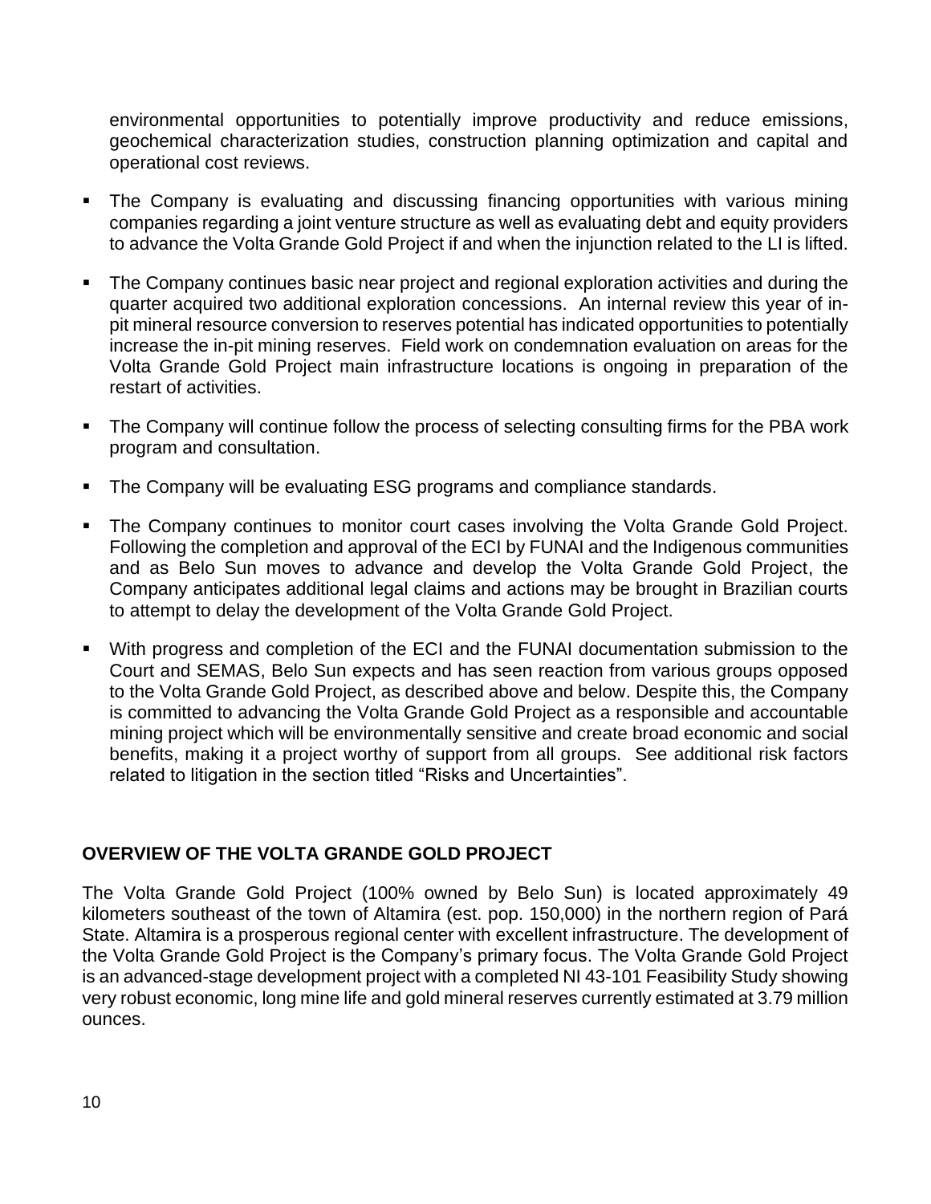environmental opportunities to potentially improve productivity and reduce emissions, geochemical characterization studies, construction planning optimization and capital and operational cost reviews.

- The Company is evaluating and discussing financing opportunities with various mining companies regarding a joint venture structure as well as evaluating debt and equity providers to advance the Volta Grande Gold Project if and when the injunction related to the LI is lifted.
- The Company continues basic near project and regional exploration activities and during the quarter acquired two additional exploration concessions. An internal review this year of in-pit mineral resource conversion to reserves potential has indicated opportunities to potentially increase the in-pit mining reserves. Field work on condemnation evaluation on areas for the Volta Grande Gold Project main infrastructure locations is ongoing in preparation of the restart of activities.
- The Company will continue follow the process of selecting consulting firms for the PBA work program and consultation.
- The Company will be evaluating ESG programs and compliance standards.
- The Company continues to monitor court cases involving the Volta Grande Gold Project. Following the completion and approval of the ECI by FUNAI and the Indigenous communities and as Belo Sun moves to advance and develop the Volta Grande Gold Project, the Company anticipates additional legal claims and actions may be brought in Brazilian courts to attempt to delay the development of the Volta Grande Gold Project.
- With progress and completion of the ECI and the FUNAI documentation submission to the Court and SEMAS, Belo Sun expects and has seen reaction from various groups opposed to the Volta Grande Gold Project, as described above and below. Despite this, the Company is committed to advancing the Volta Grande Gold Project as a responsible and accountable mining project which will be environmentally sensitive and create broad economic and social benefits, making it a project worthy of support from all groups. See additional risk factors related to litigation in the section titled "Risks and Uncertainties".

## OVERVIEW OF THE VOLTA GRANDE GOLD PROJECT

The Volta Grande Gold Project (100% owned by Belo Sun) is located approximately 49 kilometers southeast of the town of Altamira (est. pop. 150,000) in the northern region of Pará State. Altamira is a prosperous regional center with excellent infrastructure. The development of the Volta Grande Gold Project is the Company's primary focus. The Volta Grande Gold Project is an advanced-stage development project with a completed NI 43-101 Feasibility Study showing very robust economic, long mine life and gold mineral reserves currently estimated at 3.79 million ounces.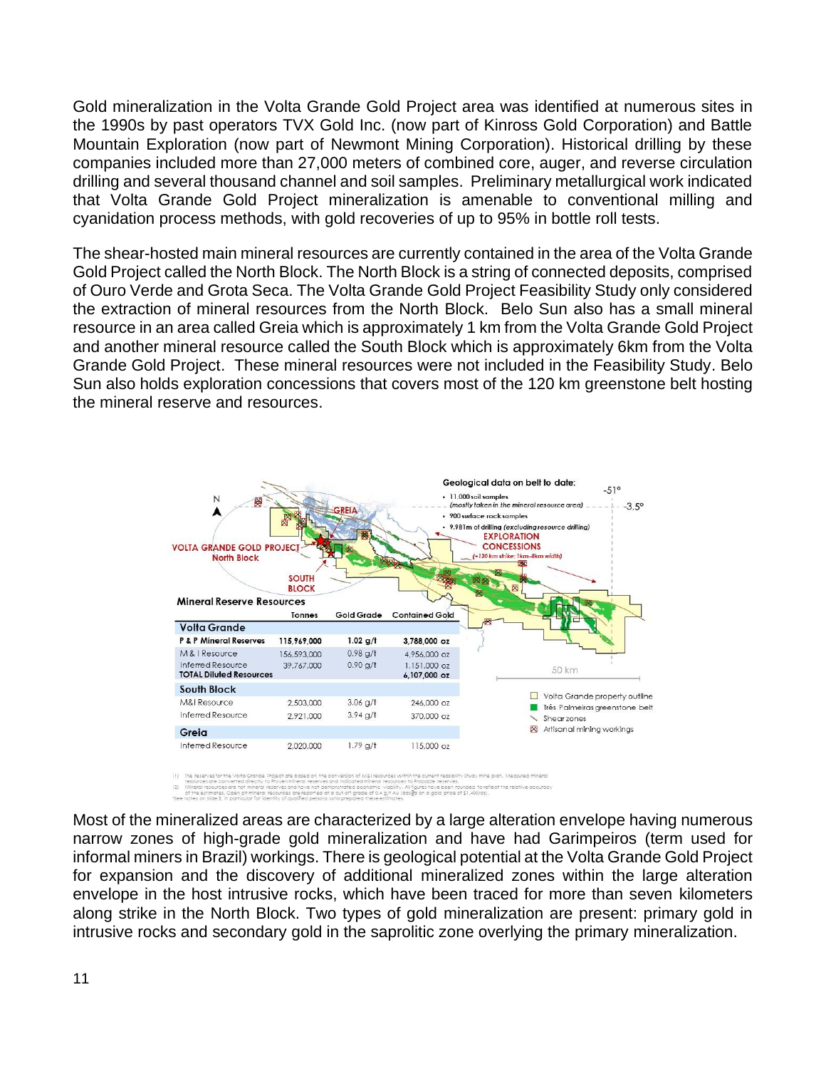Gold mineralization in the Volta Grande Gold Project area was identified at numerous sites in the 1990s by past operators TVX Gold Inc. (now part of Kinross Gold Corporation) and Battle Mountain Exploration (now part of Newmont Mining Corporation). Historical drilling by these companies included more than 27,000 meters of combined core, auger, and reverse circulation drilling and several thousand channel and soil samples. Preliminary metallurgical work indicated that Volta Grande Gold Project mineralization is amenable to conventional milling and cyanidation process methods, with gold recoveries of up to 95% in bottle roll tests.

The shear-hosted main mineral resources are currently contained in the area of the Volta Grande Gold Project called the North Block. The North Block is a string of connected deposits, comprised of Ouro Verde and Grota Seca. The Volta Grande Gold Project Feasibility Study only considered the extraction of mineral resources from the North Block. Belo Sun also has a small mineral resource in an area called Greia which is approximately 1 km from the Volta Grande Gold Project and another mineral resource called the South Block which is approximately 6km from the Volta Grande Gold Project. These mineral resources were not included in the Feasibility Study. Belo Sun also holds exploration concessions that covers most of the 120 km greenstone belt hosting the mineral reserve and resources.

**Mineral Reserve Resources**

| | Tonnes | Gold Grade | Contained Gold |
|---|---|---|---|
| **Volta Grande** | | | |
| **P & P Mineral Reserves** | **115,969,000** | **1.02 g/t** | **3,788,000 oz** |
| M & I Resource | 156,593,000 | 0.98 g/t | 4,956,000 oz |
| Inferred Resource | 39,767,000 | 0.90 g/t | 1,151,000 oz |
| **TOTAL Diluted Resources** | | | **6,107,000 oz** |
| **South Block** | | | |
| M&I Resource | 2,503,000 | 3.06 g/t | 246,000 oz |
| Inferred Resource | 2,921,000 | 3.94 g/t | 370,000 oz |
| **Greia** | | | |
| Inferred Resource | 2,020,000 | 1.79 g/t | 115,000 oz |

Most of the mineralized areas are characterized by a large alteration envelope having numerous narrow zones of high-grade gold mineralization and have had Garimpeiros (term used for informal miners in Brazil) workings. There is geological potential at the Volta Grande Gold Project for expansion and the discovery of additional mineralized zones within the large alteration envelope in the host intrusive rocks, which have been traced for more than seven kilometers along strike in the North Block. Two types of gold mineralization are present: primary gold in intrusive rocks and secondary gold in the saprolitic zone overlying the primary mineralization.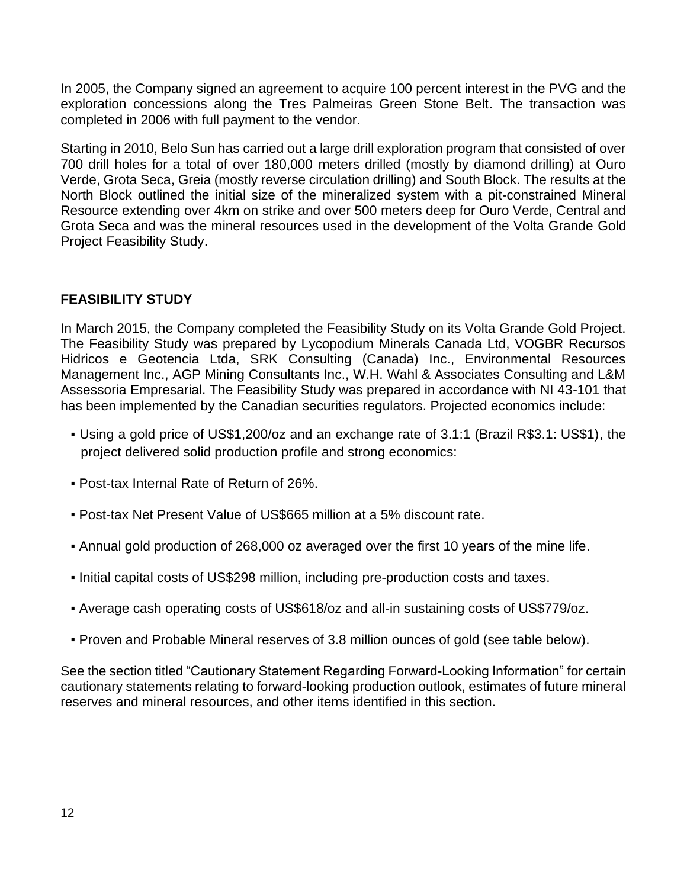In 2005, the Company signed an agreement to acquire 100 percent interest in the PVG and the exploration concessions along the Tres Palmeiras Green Stone Belt. The transaction was completed in 2006 with full payment to the vendor.

Starting in 2010, Belo Sun has carried out a large drill exploration program that consisted of over 700 drill holes for a total of over 180,000 meters drilled (mostly by diamond drilling) at Ouro Verde, Grota Seca, Greia (mostly reverse circulation drilling) and South Block. The results at the North Block outlined the initial size of the mineralized system with a pit-constrained Mineral Resource extending over 4km on strike and over 500 meters deep for Ouro Verde, Central and Grota Seca and was the mineral resources used in the development of the Volta Grande Gold Project Feasibility Study.

## FEASIBILITY STUDY

In March 2015, the Company completed the Feasibility Study on its Volta Grande Gold Project. The Feasibility Study was prepared by Lycopodium Minerals Canada Ltd, VOGBR Recursos Hidricos e Geotencia Ltda, SRK Consulting (Canada) Inc., Environmental Resources Management Inc., AGP Mining Consultants Inc., W.H. Wahl & Associates Consulting and L&M Assessoria Empresarial. The Feasibility Study was prepared in accordance with NI 43-101 that has been implemented by the Canadian securities regulators. Projected economics include:

- Using a gold price of US$1,200/oz and an exchange rate of 3.1:1 (Brazil R$3.1: US$1), the project delivered solid production profile and strong economics:
- Post-tax Internal Rate of Return of 26%.
- Post-tax Net Present Value of US$665 million at a 5% discount rate.
- Annual gold production of 268,000 oz averaged over the first 10 years of the mine life.
- Initial capital costs of US$298 million, including pre-production costs and taxes.
- Average cash operating costs of US$618/oz and all-in sustaining costs of US$779/oz.
- Proven and Probable Mineral reserves of 3.8 million ounces of gold (see table below).

See the section titled "Cautionary Statement Regarding Forward-Looking Information" for certain cautionary statements relating to forward-looking production outlook, estimates of future mineral reserves and mineral resources, and other items identified in this section.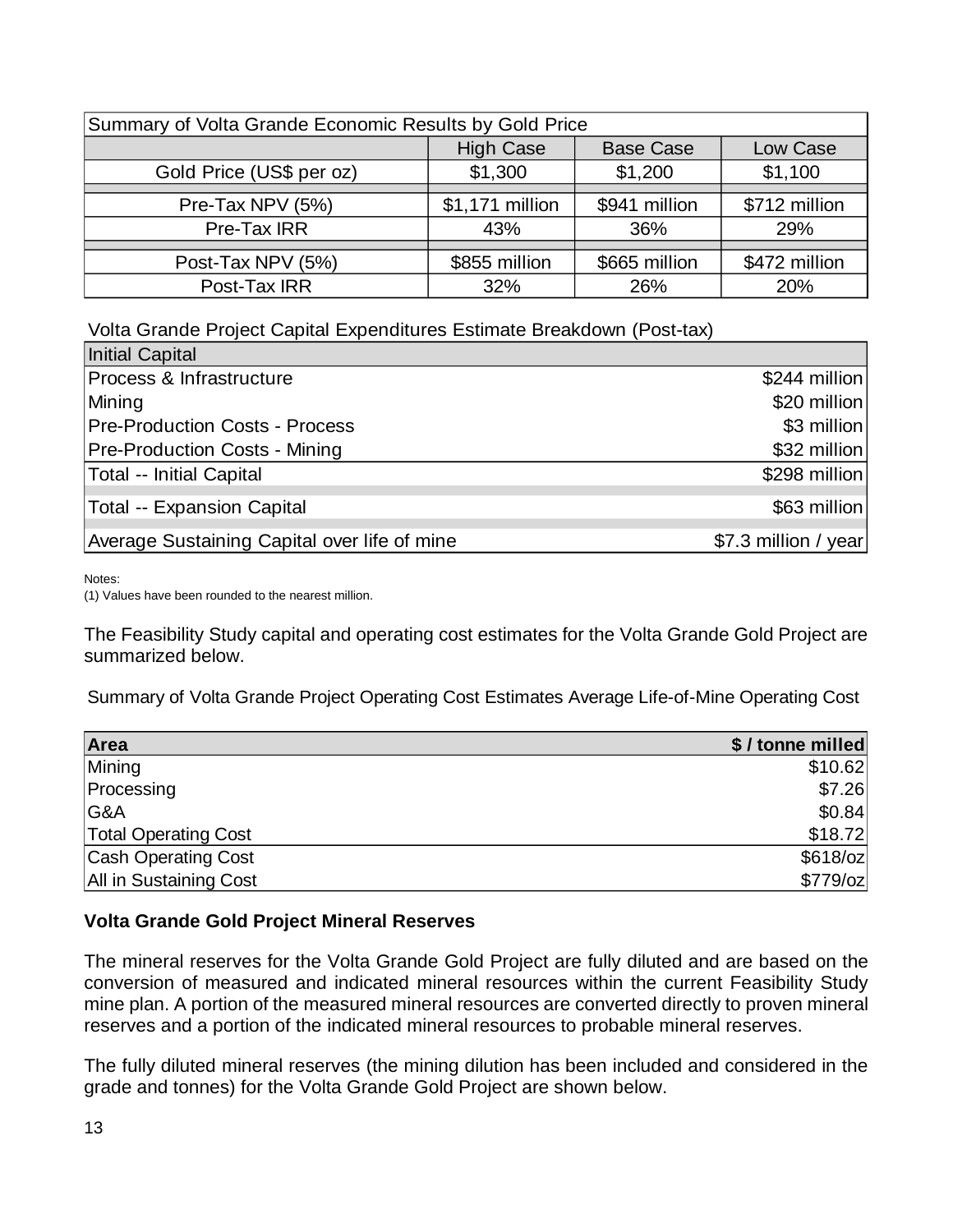| Summary of Volta Grande Economic Results by Gold Price | | | |
|---|---|---|---|
| | High Case | Base Case | Low Case |
| Gold Price (US$ per oz) | $1,300 | $1,200 | $1,100 |
| Pre-Tax NPV (5%) | $1,171 million | $941 million | $712 million |
| Pre-Tax IRR | 43% | 36% | 29% |
| Post-Tax NPV (5%) | $855 million | $665 million | $472 million |
| Post-Tax IRR | 32% | 26% | 20% |

Volta Grande Project Capital Expenditures Estimate Breakdown (Post-tax)

| Initial Capital | |
|---|---|
| Process & Infrastructure | $244 million |
| Mining | $20 million |
| Pre-Production Costs - Process | $3 million |
| Pre-Production Costs - Mining | $32 million |
| Total -- Initial Capital | $298 million |
| Total -- Expansion Capital | $63 million |
| Average Sustaining Capital over life of mine | $7.3 million / year |

Notes:
(1) Values have been rounded to the nearest million.

The Feasibility Study capital and operating cost estimates for the Volta Grande Gold Project are summarized below.

Summary of Volta Grande Project Operating Cost Estimates Average Life-of-Mine Operating Cost

| **Area** | **$ / tonne milled** |
|---|---|
| Mining | $10.62 |
| Processing | $7.26 |
| G&A | $0.84 |
| Total Operating Cost | $18.72 |
| Cash Operating Cost | $618/oz |
| All in Sustaining Cost | $779/oz |

**Volta Grande Gold Project Mineral Reserves**

The mineral reserves for the Volta Grande Gold Project are fully diluted and are based on the conversion of measured and indicated mineral resources within the current Feasibility Study mine plan. A portion of the measured mineral resources are converted directly to proven mineral reserves and a portion of the indicated mineral resources to probable mineral reserves.

The fully diluted mineral reserves (the mining dilution has been included and considered in the grade and tonnes) for the Volta Grande Gold Project are shown below.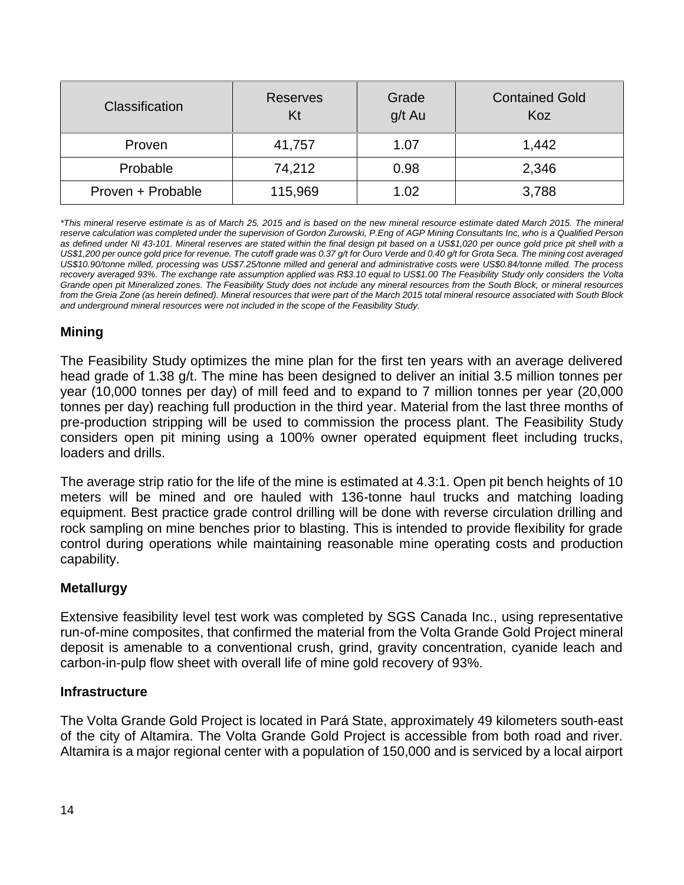| Classification | Reserves Kt | Grade g/t Au | Contained Gold Koz |
|---|---|---|---|
| Proven | 41,757 | 1.07 | 1,442 |
| Probable | 74,212 | 0.98 | 2,346 |
| Proven + Probable | 115,969 | 1.02 | 3,788 |

*\*This mineral reserve estimate is as of March 25, 2015 and is based on the new mineral resource estimate dated March 2015. The mineral reserve calculation was completed under the supervision of Gordon Zurowski, P.Eng of AGP Mining Consultants Inc, who is a Qualified Person as defined under NI 43-101. Mineral reserves are stated within the final design pit based on a US$1,020 per ounce gold price pit shell with a US$1,200 per ounce gold price for revenue. The cutoff grade was 0.37 g/t for Ouro Verde and 0.40 g/t for Grota Seca. The mining cost averaged US$10.90/tonne milled, processing was US$7.25/tonne milled and general and administrative costs were US$0.84/tonne milled. The process recovery averaged 93%. The exchange rate assumption applied was R$3.10 equal to US$1.00 The Feasibility Study only considers the Volta Grande open pit Mineralized zones. The Feasibility Study does not include any mineral resources from the South Block, or mineral resources from the Greia Zone (as herein defined). Mineral resources that were part of the March 2015 total mineral resource associated with South Block and underground mineral resources were not included in the scope of the Feasibility Study.*

## Mining

The Feasibility Study optimizes the mine plan for the first ten years with an average delivered head grade of 1.38 g/t. The mine has been designed to deliver an initial 3.5 million tonnes per year (10,000 tonnes per day) of mill feed and to expand to 7 million tonnes per year (20,000 tonnes per day) reaching full production in the third year. Material from the last three months of pre-production stripping will be used to commission the process plant. The Feasibility Study considers open pit mining using a 100% owner operated equipment fleet including trucks, loaders and drills.

The average strip ratio for the life of the mine is estimated at 4.3:1. Open pit bench heights of 10 meters will be mined and ore hauled with 136-tonne haul trucks and matching loading equipment. Best practice grade control drilling will be done with reverse circulation drilling and rock sampling on mine benches prior to blasting. This is intended to provide flexibility for grade control during operations while maintaining reasonable mine operating costs and production capability.

## Metallurgy

Extensive feasibility level test work was completed by SGS Canada Inc., using representative run-of-mine composites, that confirmed the material from the Volta Grande Gold Project mineral deposit is amenable to a conventional crush, grind, gravity concentration, cyanide leach and carbon-in-pulp flow sheet with overall life of mine gold recovery of 93%.

## Infrastructure

The Volta Grande Gold Project is located in Pará State, approximately 49 kilometers south-east of the city of Altamira. The Volta Grande Gold Project is accessible from both road and river. Altamira is a major regional center with a population of 150,000 and is serviced by a local airport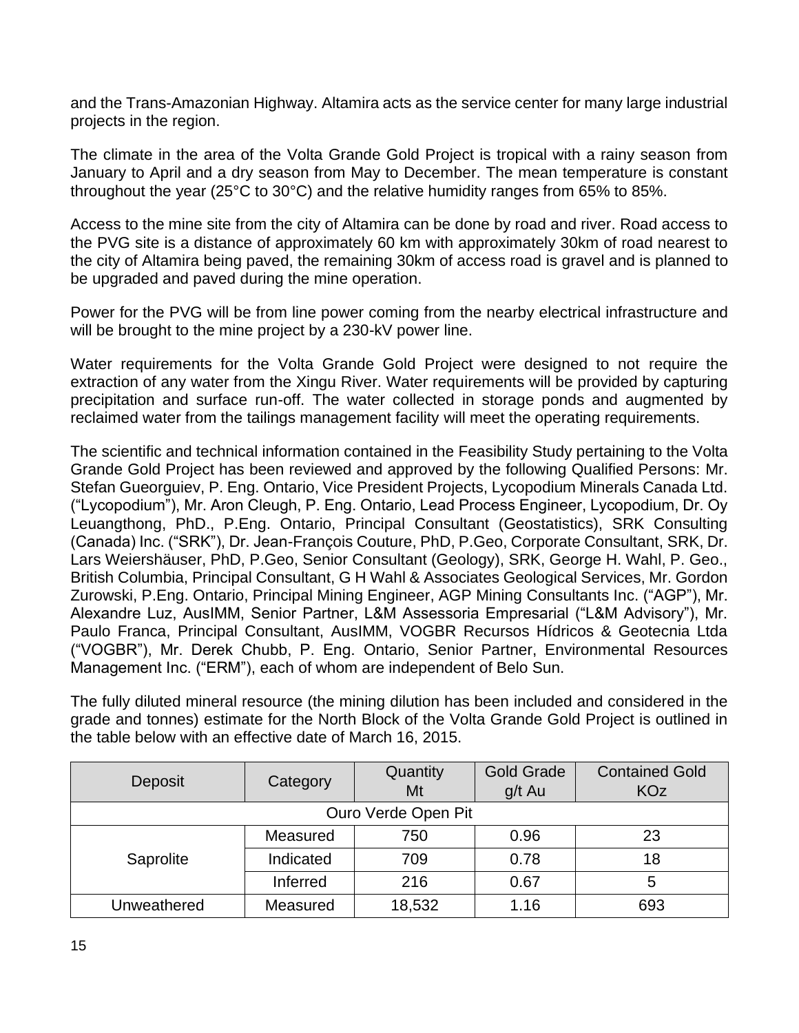and the Trans-Amazonian Highway. Altamira acts as the service center for many large industrial projects in the region.

The climate in the area of the Volta Grande Gold Project is tropical with a rainy season from January to April and a dry season from May to December. The mean temperature is constant throughout the year (25°C to 30°C) and the relative humidity ranges from 65% to 85%.

Access to the mine site from the city of Altamira can be done by road and river. Road access to the PVG site is a distance of approximately 60 km with approximately 30km of road nearest to the city of Altamira being paved, the remaining 30km of access road is gravel and is planned to be upgraded and paved during the mine operation.

Power for the PVG will be from line power coming from the nearby electrical infrastructure and will be brought to the mine project by a 230-kV power line.

Water requirements for the Volta Grande Gold Project were designed to not require the extraction of any water from the Xingu River. Water requirements will be provided by capturing precipitation and surface run-off. The water collected in storage ponds and augmented by reclaimed water from the tailings management facility will meet the operating requirements.

The scientific and technical information contained in the Feasibility Study pertaining to the Volta Grande Gold Project has been reviewed and approved by the following Qualified Persons: Mr. Stefan Gueorguiev, P. Eng. Ontario, Vice President Projects, Lycopodium Minerals Canada Ltd. ("Lycopodium"), Mr. Aron Cleugh, P. Eng. Ontario, Lead Process Engineer, Lycopodium, Dr. Oy Leuangthong, PhD., P.Eng. Ontario, Principal Consultant (Geostatistics), SRK Consulting (Canada) Inc. ("SRK"), Dr. Jean-François Couture, PhD, P.Geo, Corporate Consultant, SRK, Dr. Lars Weiershäuser, PhD, P.Geo, Senior Consultant (Geology), SRK, George H. Wahl, P. Geo., British Columbia, Principal Consultant, G H Wahl & Associates Geological Services, Mr. Gordon Zurowski, P.Eng. Ontario, Principal Mining Engineer, AGP Mining Consultants Inc. ("AGP"), Mr. Alexandre Luz, AusIMM, Senior Partner, L&M Assessoria Empresarial ("L&M Advisory"), Mr. Paulo Franca, Principal Consultant, AusIMM, VOGBR Recursos Hídricos & Geotecnia Ltda ("VOGBR"), Mr. Derek Chubb, P. Eng. Ontario, Senior Partner, Environmental Resources Management Inc. ("ERM"), each of whom are independent of Belo Sun.

The fully diluted mineral resource (the mining dilution has been included and considered in the grade and tonnes) estimate for the North Block of the Volta Grande Gold Project is outlined in the table below with an effective date of March 16, 2015.

| Deposit | Category | Quantity Mt | Gold Grade g/t Au | Contained Gold KOz |
|---|---|---|---|---|
| Ouro Verde Open Pit | | | | |
| Saprolite | Measured | 750 | 0.96 | 23 |
| | Indicated | 709 | 0.78 | 18 |
| | Inferred | 216 | 0.67 | 5 |
| Unweathered | Measured | 18,532 | 1.16 | 693 |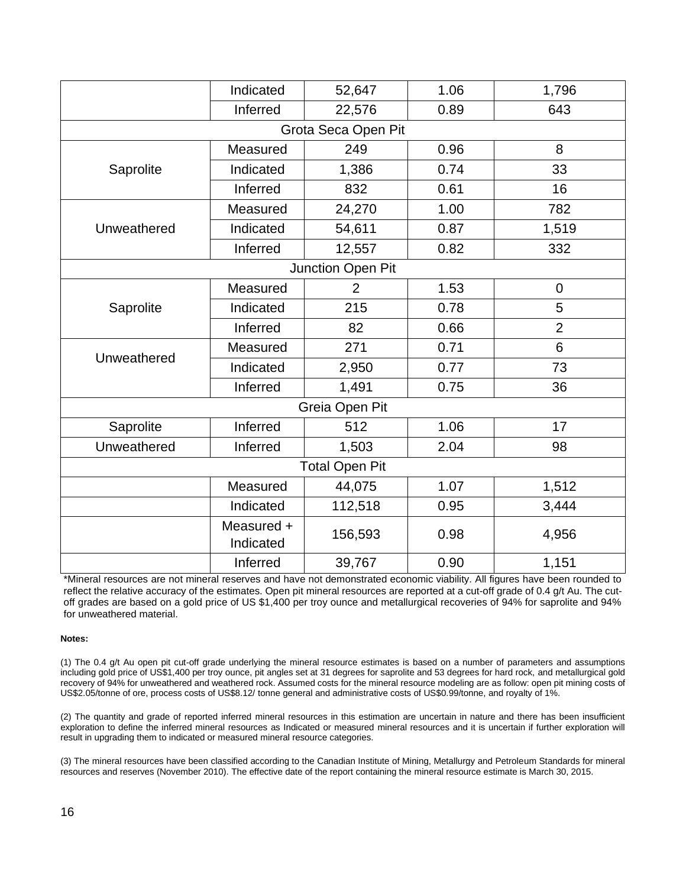|  |  |  |  |  |
|---|---|---|---|---|
|  | Indicated | 52,647 | 1.06 | 1,796 |
|  | Inferred | 22,576 | 0.89 | 643 |
| Grota Seca Open Pit | | | | |
| Saprolite | Measured | 249 | 0.96 | 8 |
|  | Indicated | 1,386 | 0.74 | 33 |
|  | Inferred | 832 | 0.61 | 16 |
| Unweathered | Measured | 24,270 | 1.00 | 782 |
|  | Indicated | 54,611 | 0.87 | 1,519 |
|  | Inferred | 12,557 | 0.82 | 332 |
| Junction Open Pit | | | | |
| Saprolite | Measured | 2 | 1.53 | 0 |
|  | Indicated | 215 | 0.78 | 5 |
|  | Inferred | 82 | 0.66 | 2 |
| Unweathered | Measured | 271 | 0.71 | 6 |
|  | Indicated | 2,950 | 0.77 | 73 |
|  | Inferred | 1,491 | 0.75 | 36 |
| Greia Open Pit | | | | |
| Saprolite | Inferred | 512 | 1.06 | 17 |
| Unweathered | Inferred | 1,503 | 2.04 | 98 |
| Total Open Pit | | | | |
|  | Measured | 44,075 | 1.07 | 1,512 |
|  | Indicated | 112,518 | 0.95 | 3,444 |
|  | Measured + Indicated | 156,593 | 0.98 | 4,956 |
|  | Inferred | 39,767 | 0.90 | 1,151 |

*Mineral resources are not mineral reserves and have not demonstrated economic viability. All figures have been rounded to reflect the relative accuracy of the estimates. Open pit mineral resources are reported at a cut-off grade of 0.4 g/t Au. The cut-off grades are based on a gold price of US $1,400 per troy ounce and metallurgical recoveries of 94% for saprolite and 94% for unweathered material.

**Notes:**

(1) The 0.4 g/t Au open pit cut-off grade underlying the mineral resource estimates is based on a number of parameters and assumptions including gold price of US$1,400 per troy ounce, pit angles set at 31 degrees for saprolite and 53 degrees for hard rock, and metallurgical gold recovery of 94% for unweathered and weathered rock. Assumed costs for the mineral resource modeling are as follow: open pit mining costs of US$2.05/tonne of ore, process costs of US$8.12/ tonne general and administrative costs of US$0.99/tonne, and royalty of 1%.

(2) The quantity and grade of reported inferred mineral resources in this estimation are uncertain in nature and there has been insufficient exploration to define the inferred mineral resources as Indicated or measured mineral resources and it is uncertain if further exploration will result in upgrading them to indicated or measured mineral resource categories.

(3) The mineral resources have been classified according to the Canadian Institute of Mining, Metallurgy and Petroleum Standards for mineral resources and reserves (November 2010). The effective date of the report containing the mineral resource estimate is March 30, 2015.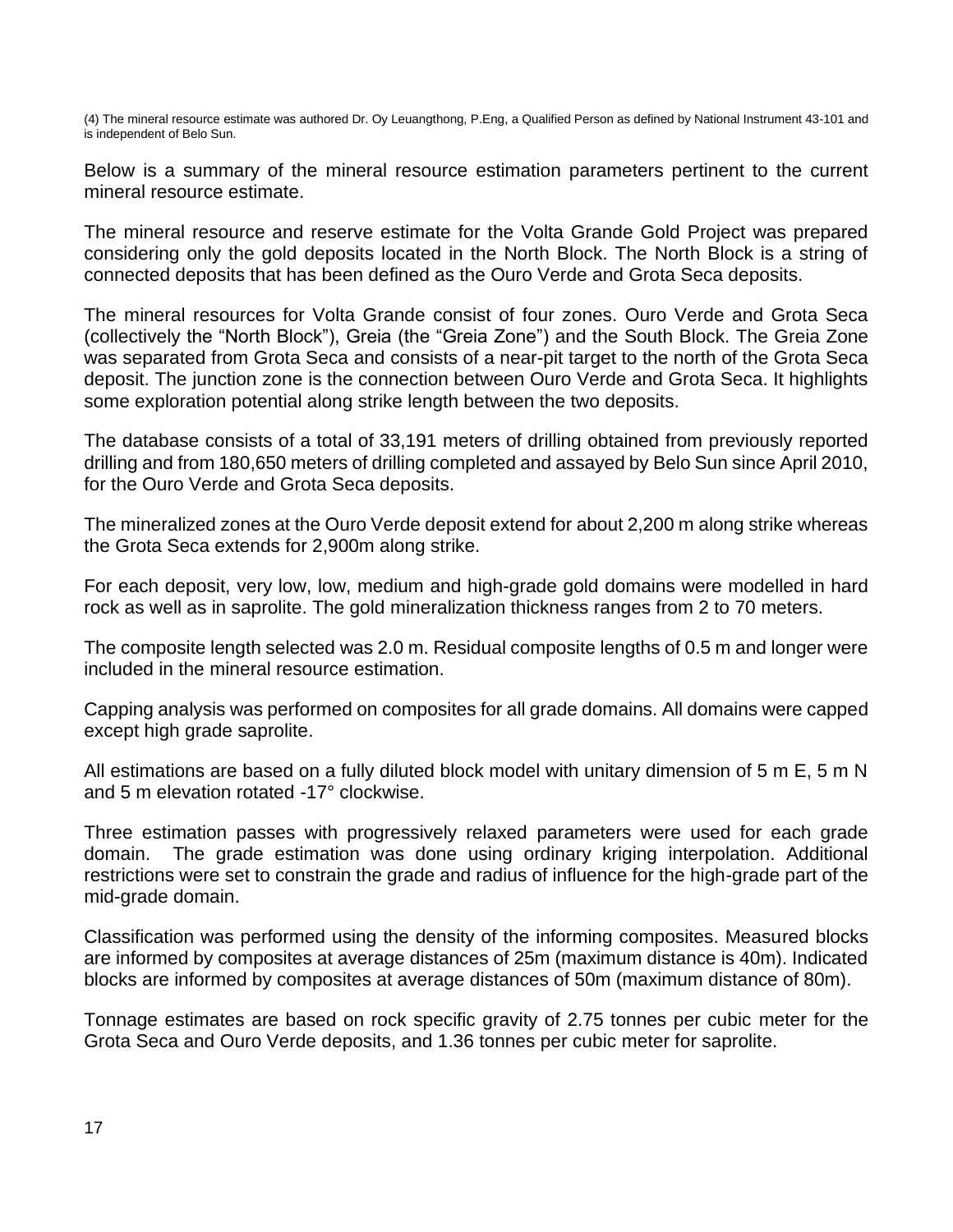(4) The mineral resource estimate was authored Dr. Oy Leuangthong, P.Eng, a Qualified Person as defined by National Instrument 43-101 and is independent of Belo Sun.

Below is a summary of the mineral resource estimation parameters pertinent to the current mineral resource estimate.

The mineral resource and reserve estimate for the Volta Grande Gold Project was prepared considering only the gold deposits located in the North Block. The North Block is a string of connected deposits that has been defined as the Ouro Verde and Grota Seca deposits.

The mineral resources for Volta Grande consist of four zones. Ouro Verde and Grota Seca (collectively the "North Block"), Greia (the "Greia Zone") and the South Block. The Greia Zone was separated from Grota Seca and consists of a near-pit target to the north of the Grota Seca deposit. The junction zone is the connection between Ouro Verde and Grota Seca. It highlights some exploration potential along strike length between the two deposits.

The database consists of a total of 33,191 meters of drilling obtained from previously reported drilling and from 180,650 meters of drilling completed and assayed by Belo Sun since April 2010, for the Ouro Verde and Grota Seca deposits.

The mineralized zones at the Ouro Verde deposit extend for about 2,200 m along strike whereas the Grota Seca extends for 2,900m along strike.

For each deposit, very low, low, medium and high-grade gold domains were modelled in hard rock as well as in saprolite. The gold mineralization thickness ranges from 2 to 70 meters.

The composite length selected was 2.0 m. Residual composite lengths of 0.5 m and longer were included in the mineral resource estimation.

Capping analysis was performed on composites for all grade domains. All domains were capped except high grade saprolite.

All estimations are based on a fully diluted block model with unitary dimension of 5 m E, 5 m N and 5 m elevation rotated -17° clockwise.

Three estimation passes with progressively relaxed parameters were used for each grade domain. The grade estimation was done using ordinary kriging interpolation. Additional restrictions were set to constrain the grade and radius of influence for the high-grade part of the mid-grade domain.

Classification was performed using the density of the informing composites. Measured blocks are informed by composites at average distances of 25m (maximum distance is 40m). Indicated blocks are informed by composites at average distances of 50m (maximum distance of 80m).

Tonnage estimates are based on rock specific gravity of 2.75 tonnes per cubic meter for the Grota Seca and Ouro Verde deposits, and 1.36 tonnes per cubic meter for saprolite.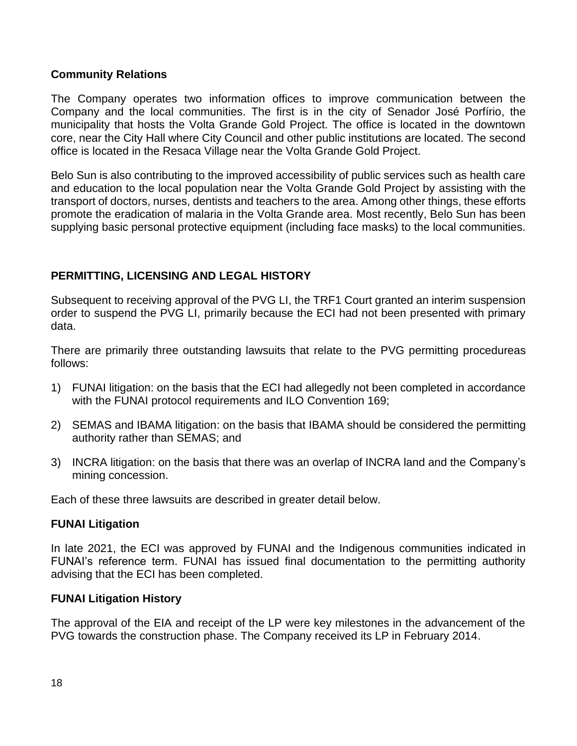**Community Relations**

The Company operates two information offices to improve communication between the Company and the local communities. The first is in the city of Senador José Porfírio, the municipality that hosts the Volta Grande Gold Project. The office is located in the downtown core, near the City Hall where City Council and other public institutions are located. The second office is located in the Resaca Village near the Volta Grande Gold Project.

Belo Sun is also contributing to the improved accessibility of public services such as health care and education to the local population near the Volta Grande Gold Project by assisting with the transport of doctors, nurses, dentists and teachers to the area. Among other things, these efforts promote the eradication of malaria in the Volta Grande area. Most recently, Belo Sun has been supplying basic personal protective equipment (including face masks) to the local communities.

## PERMITTING, LICENSING AND LEGAL HISTORY

Subsequent to receiving approval of the PVG LI, the TRF1 Court granted an interim suspension order to suspend the PVG LI, primarily because the ECI had not been presented with primary data.

There are primarily three outstanding lawsuits that relate to the PVG permitting procedureas follows:

1) FUNAI litigation: on the basis that the ECI had allegedly not been completed in accordance with the FUNAI protocol requirements and ILO Convention 169;
2) SEMAS and IBAMA litigation: on the basis that IBAMA should be considered the permitting authority rather than SEMAS; and
3) INCRA litigation: on the basis that there was an overlap of INCRA land and the Company's mining concession.

Each of these three lawsuits are described in greater detail below.

**FUNAI Litigation**

In late 2021, the ECI was approved by FUNAI and the Indigenous communities indicated in FUNAI's reference term. FUNAI has issued final documentation to the permitting authority advising that the ECI has been completed.

**FUNAI Litigation History**

The approval of the EIA and receipt of the LP were key milestones in the advancement of the PVG towards the construction phase. The Company received its LP in February 2014.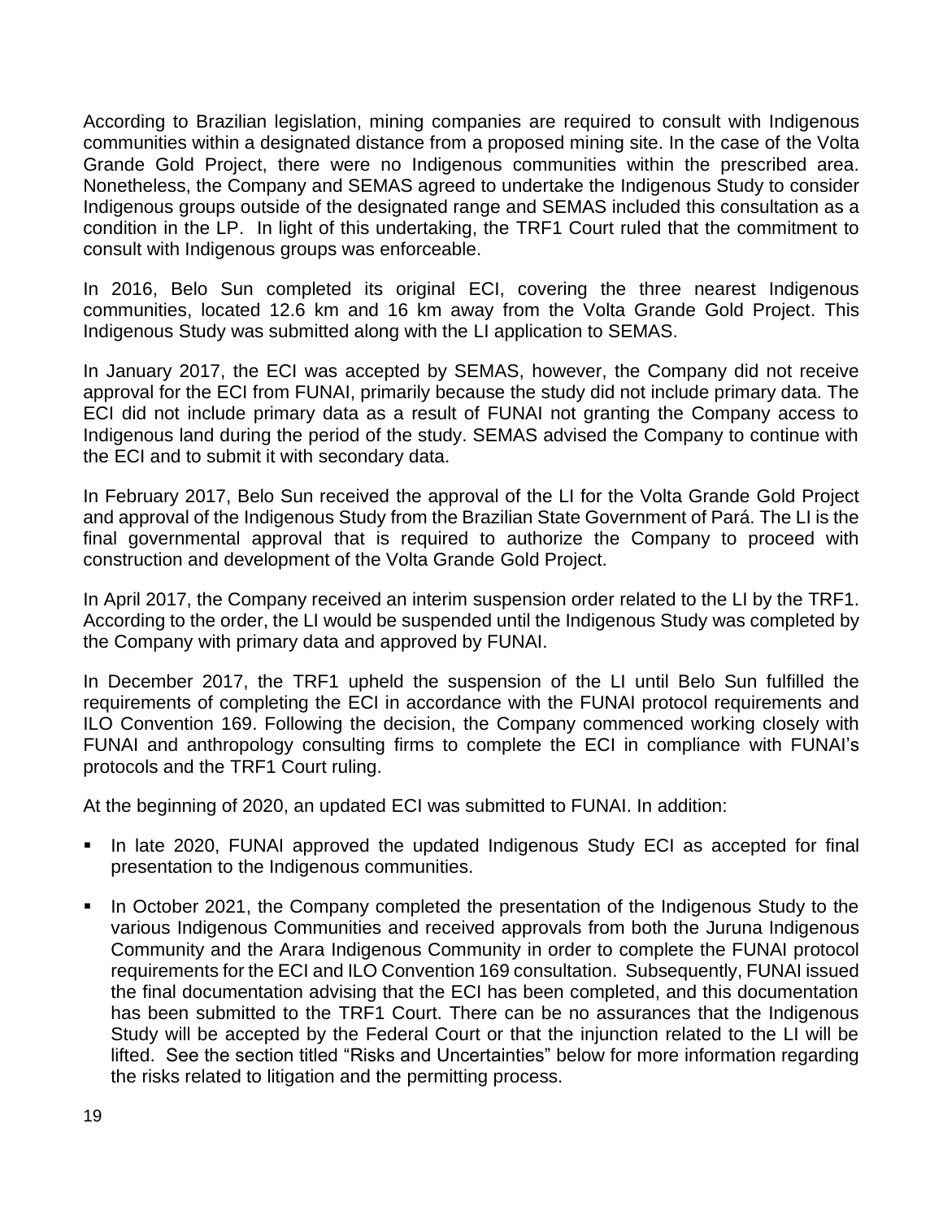According to Brazilian legislation, mining companies are required to consult with Indigenous communities within a designated distance from a proposed mining site. In the case of the Volta Grande Gold Project, there were no Indigenous communities within the prescribed area. Nonetheless, the Company and SEMAS agreed to undertake the Indigenous Study to consider Indigenous groups outside of the designated range and SEMAS included this consultation as a condition in the LP. In light of this undertaking, the TRF1 Court ruled that the commitment to consult with Indigenous groups was enforceable.

In 2016, Belo Sun completed its original ECI, covering the three nearest Indigenous communities, located 12.6 km and 16 km away from the Volta Grande Gold Project. This Indigenous Study was submitted along with the LI application to SEMAS.

In January 2017, the ECI was accepted by SEMAS, however, the Company did not receive approval for the ECI from FUNAI, primarily because the study did not include primary data. The ECI did not include primary data as a result of FUNAI not granting the Company access to Indigenous land during the period of the study. SEMAS advised the Company to continue with the ECI and to submit it with secondary data.

In February 2017, Belo Sun received the approval of the LI for the Volta Grande Gold Project and approval of the Indigenous Study from the Brazilian State Government of Pará. The LI is the final governmental approval that is required to authorize the Company to proceed with construction and development of the Volta Grande Gold Project.

In April 2017, the Company received an interim suspension order related to the LI by the TRF1. According to the order, the LI would be suspended until the Indigenous Study was completed by the Company with primary data and approved by FUNAI.

In December 2017, the TRF1 upheld the suspension of the LI until Belo Sun fulfilled the requirements of completing the ECI in accordance with the FUNAI protocol requirements and ILO Convention 169. Following the decision, the Company commenced working closely with FUNAI and anthropology consulting firms to complete the ECI in compliance with FUNAI's protocols and the TRF1 Court ruling.

At the beginning of 2020, an updated ECI was submitted to FUNAI. In addition:

- In late 2020, FUNAI approved the updated Indigenous Study ECI as accepted for final presentation to the Indigenous communities.
- In October 2021, the Company completed the presentation of the Indigenous Study to the various Indigenous Communities and received approvals from both the Juruna Indigenous Community and the Arara Indigenous Community in order to complete the FUNAI protocol requirements for the ECI and ILO Convention 169 consultation. Subsequently, FUNAI issued the final documentation advising that the ECI has been completed, and this documentation has been submitted to the TRF1 Court. There can be no assurances that the Indigenous Study will be accepted by the Federal Court or that the injunction related to the LI will be lifted. See the section titled "Risks and Uncertainties" below for more information regarding the risks related to litigation and the permitting process.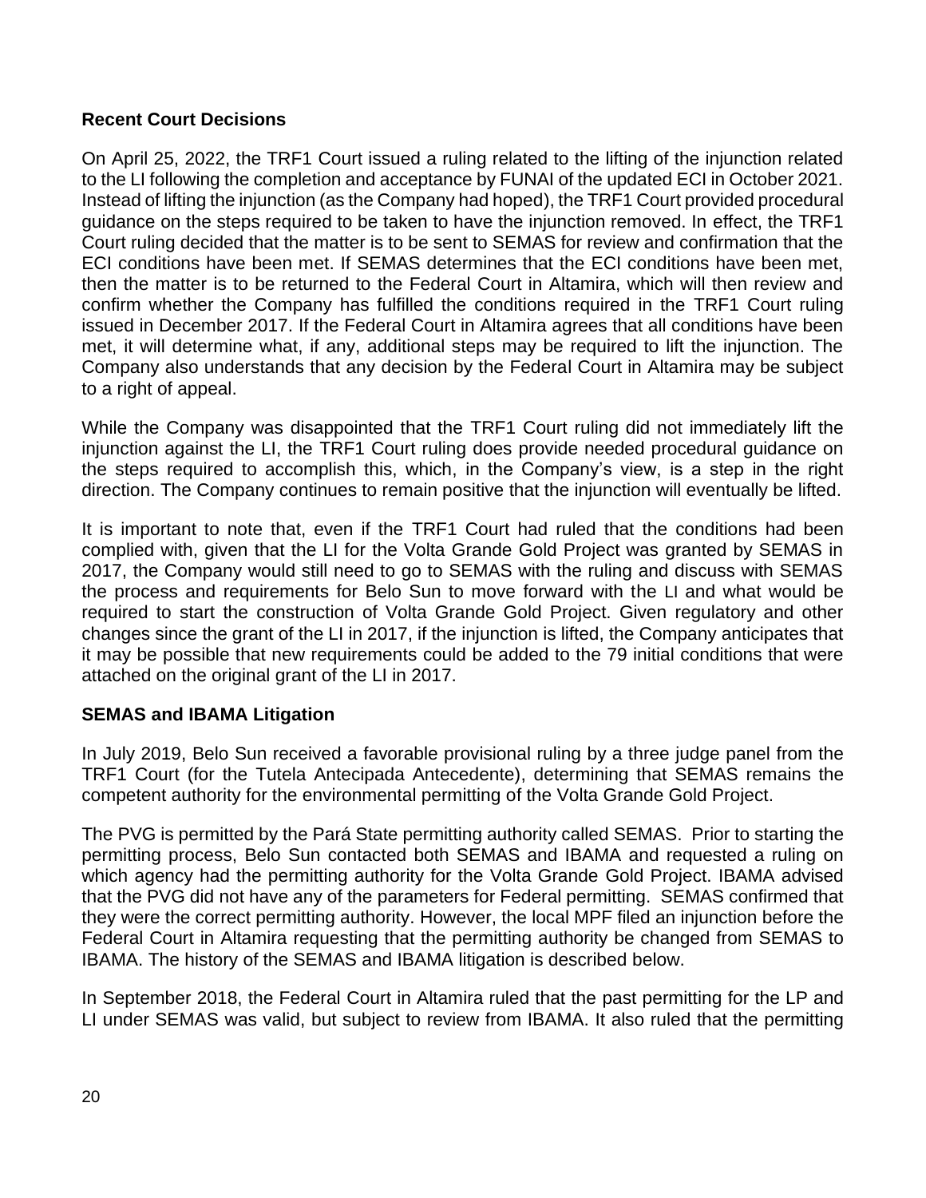**Recent Court Decisions**

On April 25, 2022, the TRF1 Court issued a ruling related to the lifting of the injunction related to the LI following the completion and acceptance by FUNAI of the updated ECI in October 2021. Instead of lifting the injunction (as the Company had hoped), the TRF1 Court provided procedural guidance on the steps required to be taken to have the injunction removed. In effect, the TRF1 Court ruling decided that the matter is to be sent to SEMAS for review and confirmation that the ECI conditions have been met. If SEMAS determines that the ECI conditions have been met, then the matter is to be returned to the Federal Court in Altamira, which will then review and confirm whether the Company has fulfilled the conditions required in the TRF1 Court ruling issued in December 2017. If the Federal Court in Altamira agrees that all conditions have been met, it will determine what, if any, additional steps may be required to lift the injunction. The Company also understands that any decision by the Federal Court in Altamira may be subject to a right of appeal.

While the Company was disappointed that the TRF1 Court ruling did not immediately lift the injunction against the LI, the TRF1 Court ruling does provide needed procedural guidance on the steps required to accomplish this, which, in the Company's view, is a step in the right direction. The Company continues to remain positive that the injunction will eventually be lifted.

It is important to note that, even if the TRF1 Court had ruled that the conditions had been complied with, given that the LI for the Volta Grande Gold Project was granted by SEMAS in 2017, the Company would still need to go to SEMAS with the ruling and discuss with SEMAS the process and requirements for Belo Sun to move forward with the LI and what would be required to start the construction of Volta Grande Gold Project. Given regulatory and other changes since the grant of the LI in 2017, if the injunction is lifted, the Company anticipates that it may be possible that new requirements could be added to the 79 initial conditions that were attached on the original grant of the LI in 2017.

**SEMAS and IBAMA Litigation**

In July 2019, Belo Sun received a favorable provisional ruling by a three judge panel from the TRF1 Court (for the Tutela Antecipada Antecedente), determining that SEMAS remains the competent authority for the environmental permitting of the Volta Grande Gold Project.

The PVG is permitted by the Pará State permitting authority called SEMAS. Prior to starting the permitting process, Belo Sun contacted both SEMAS and IBAMA and requested a ruling on which agency had the permitting authority for the Volta Grande Gold Project. IBAMA advised that the PVG did not have any of the parameters for Federal permitting. SEMAS confirmed that they were the correct permitting authority. However, the local MPF filed an injunction before the Federal Court in Altamira requesting that the permitting authority be changed from SEMAS to IBAMA. The history of the SEMAS and IBAMA litigation is described below.

In September 2018, the Federal Court in Altamira ruled that the past permitting for the LP and LI under SEMAS was valid, but subject to review from IBAMA. It also ruled that the permitting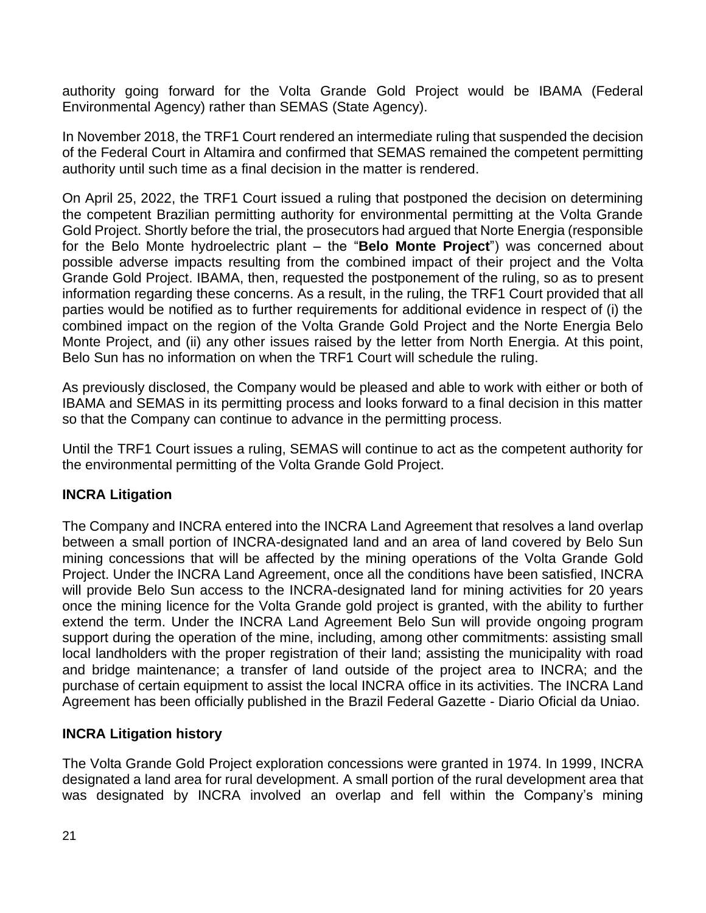authority going forward for the Volta Grande Gold Project would be IBAMA (Federal Environmental Agency) rather than SEMAS (State Agency).

In November 2018, the TRF1 Court rendered an intermediate ruling that suspended the decision of the Federal Court in Altamira and confirmed that SEMAS remained the competent permitting authority until such time as a final decision in the matter is rendered.

On April 25, 2022, the TRF1 Court issued a ruling that postponed the decision on determining the competent Brazilian permitting authority for environmental permitting at the Volta Grande Gold Project. Shortly before the trial, the prosecutors had argued that Norte Energia (responsible for the Belo Monte hydroelectric plant – the "**Belo Monte Project**") was concerned about possible adverse impacts resulting from the combined impact of their project and the Volta Grande Gold Project. IBAMA, then, requested the postponement of the ruling, so as to present information regarding these concerns. As a result, in the ruling, the TRF1 Court provided that all parties would be notified as to further requirements for additional evidence in respect of (i) the combined impact on the region of the Volta Grande Gold Project and the Norte Energia Belo Monte Project, and (ii) any other issues raised by the letter from North Energia. At this point, Belo Sun has no information on when the TRF1 Court will schedule the ruling.

As previously disclosed, the Company would be pleased and able to work with either or both of IBAMA and SEMAS in its permitting process and looks forward to a final decision in this matter so that the Company can continue to advance in the permitting process.

Until the TRF1 Court issues a ruling, SEMAS will continue to act as the competent authority for the environmental permitting of the Volta Grande Gold Project.

**INCRA Litigation**

The Company and INCRA entered into the INCRA Land Agreement that resolves a land overlap between a small portion of INCRA-designated land and an area of land covered by Belo Sun mining concessions that will be affected by the mining operations of the Volta Grande Gold Project. Under the INCRA Land Agreement, once all the conditions have been satisfied, INCRA will provide Belo Sun access to the INCRA-designated land for mining activities for 20 years once the mining licence for the Volta Grande gold project is granted, with the ability to further extend the term. Under the INCRA Land Agreement Belo Sun will provide ongoing program support during the operation of the mine, including, among other commitments: assisting small local landholders with the proper registration of their land; assisting the municipality with road and bridge maintenance; a transfer of land outside of the project area to INCRA; and the purchase of certain equipment to assist the local INCRA office in its activities. The INCRA Land Agreement has been officially published in the Brazil Federal Gazette - Diario Oficial da Uniao.

**INCRA Litigation history**

The Volta Grande Gold Project exploration concessions were granted in 1974. In 1999, INCRA designated a land area for rural development. A small portion of the rural development area that was designated by INCRA involved an overlap and fell within the Company's mining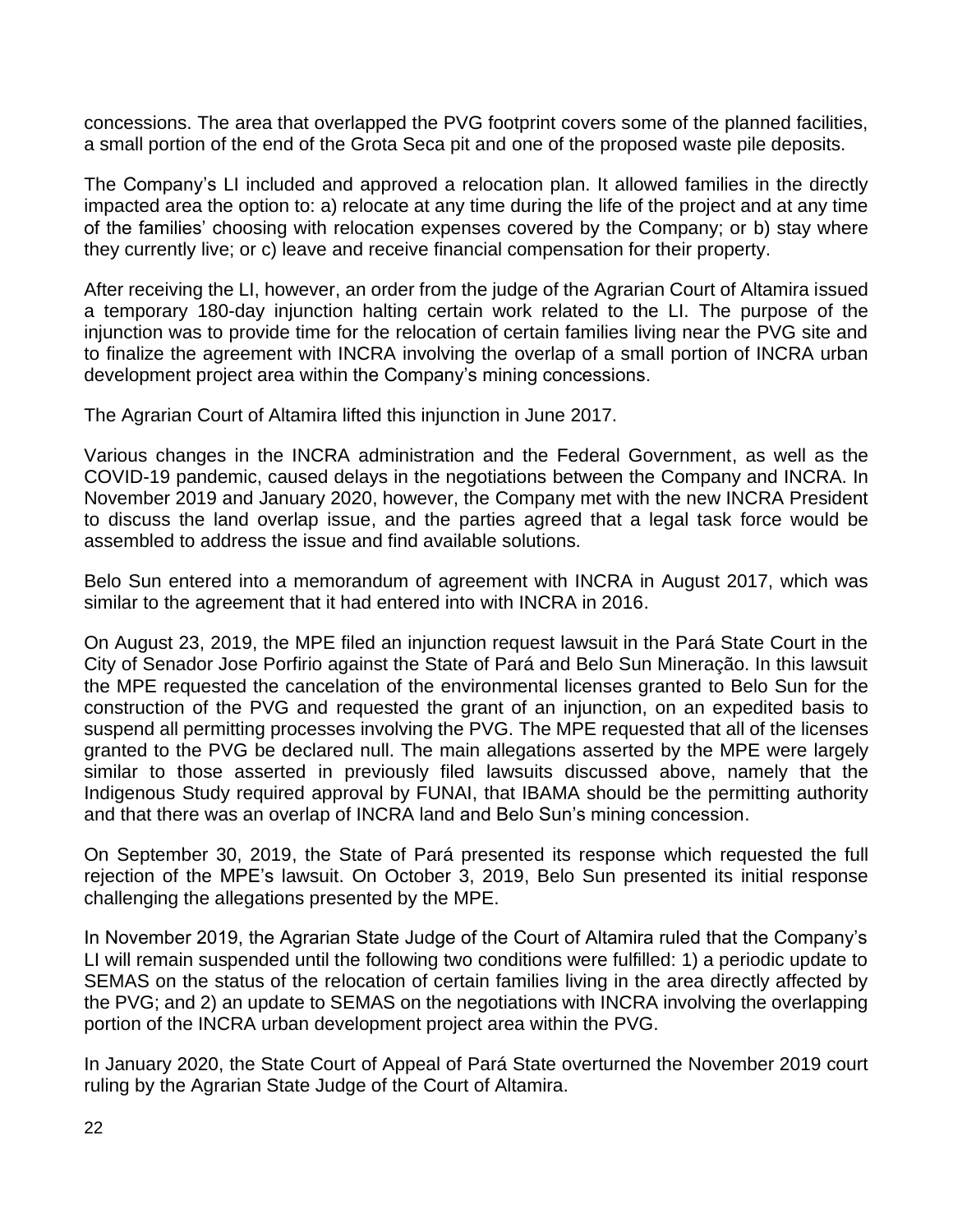concessions. The area that overlapped the PVG footprint covers some of the planned facilities, a small portion of the end of the Grota Seca pit and one of the proposed waste pile deposits.

The Company's LI included and approved a relocation plan. It allowed families in the directly impacted area the option to: a) relocate at any time during the life of the project and at any time of the families' choosing with relocation expenses covered by the Company; or b) stay where they currently live; or c) leave and receive financial compensation for their property.

After receiving the LI, however, an order from the judge of the Agrarian Court of Altamira issued a temporary 180-day injunction halting certain work related to the LI. The purpose of the injunction was to provide time for the relocation of certain families living near the PVG site and to finalize the agreement with INCRA involving the overlap of a small portion of INCRA urban development project area within the Company's mining concessions.

The Agrarian Court of Altamira lifted this injunction in June 2017.

Various changes in the INCRA administration and the Federal Government, as well as the COVID-19 pandemic, caused delays in the negotiations between the Company and INCRA. In November 2019 and January 2020, however, the Company met with the new INCRA President to discuss the land overlap issue, and the parties agreed that a legal task force would be assembled to address the issue and find available solutions.

Belo Sun entered into a memorandum of agreement with INCRA in August 2017, which was similar to the agreement that it had entered into with INCRA in 2016.

On August 23, 2019, the MPE filed an injunction request lawsuit in the Pará State Court in the City of Senador Jose Porfirio against the State of Pará and Belo Sun Mineração. In this lawsuit the MPE requested the cancelation of the environmental licenses granted to Belo Sun for the construction of the PVG and requested the grant of an injunction, on an expedited basis to suspend all permitting processes involving the PVG. The MPE requested that all of the licenses granted to the PVG be declared null. The main allegations asserted by the MPE were largely similar to those asserted in previously filed lawsuits discussed above, namely that the Indigenous Study required approval by FUNAI, that IBAMA should be the permitting authority and that there was an overlap of INCRA land and Belo Sun's mining concession.

On September 30, 2019, the State of Pará presented its response which requested the full rejection of the MPE's lawsuit. On October 3, 2019, Belo Sun presented its initial response challenging the allegations presented by the MPE.

In November 2019, the Agrarian State Judge of the Court of Altamira ruled that the Company's LI will remain suspended until the following two conditions were fulfilled: 1) a periodic update to SEMAS on the status of the relocation of certain families living in the area directly affected by the PVG; and 2) an update to SEMAS on the negotiations with INCRA involving the overlapping portion of the INCRA urban development project area within the PVG.

In January 2020, the State Court of Appeal of Pará State overturned the November 2019 court ruling by the Agrarian State Judge of the Court of Altamira.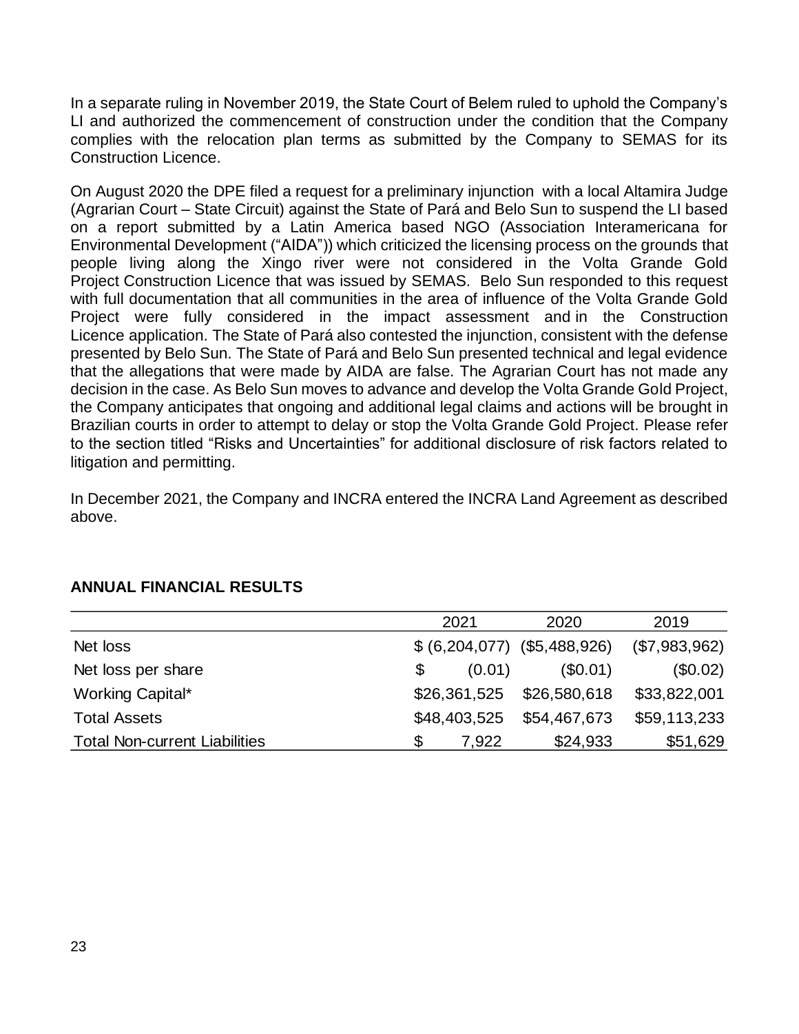In a separate ruling in November 2019, the State Court of Belem ruled to uphold the Company's LI and authorized the commencement of construction under the condition that the Company complies with the relocation plan terms as submitted by the Company to SEMAS for its Construction Licence.

On August 2020 the DPE filed a request for a preliminary injunction with a local Altamira Judge (Agrarian Court – State Circuit) against the State of Pará and Belo Sun to suspend the LI based on a report submitted by a Latin America based NGO (Association Interamericana for Environmental Development ("AIDA")) which criticized the licensing process on the grounds that people living along the Xingo river were not considered in the Volta Grande Gold Project Construction Licence that was issued by SEMAS. Belo Sun responded to this request with full documentation that all communities in the area of influence of the Volta Grande Gold Project were fully considered in the impact assessment and in the Construction Licence application. The State of Pará also contested the injunction, consistent with the defense presented by Belo Sun. The State of Pará and Belo Sun presented technical and legal evidence that the allegations that were made by AIDA are false. The Agrarian Court has not made any decision in the case. As Belo Sun moves to advance and develop the Volta Grande Gold Project, the Company anticipates that ongoing and additional legal claims and actions will be brought in Brazilian courts in order to attempt to delay or stop the Volta Grande Gold Project. Please refer to the section titled "Risks and Uncertainties" for additional disclosure of risk factors related to litigation and permitting.

In December 2021, the Company and INCRA entered the INCRA Land Agreement as described above.

## ANNUAL FINANCIAL RESULTS

| | 2021 | 2020 | 2019 |
|---|---|---|---|
| Net loss | $ (6,204,077) | ($5,488,926) | ($7,983,962) |
| Net loss per share | $ (0.01) | ($0.01) | ($0.02) |
| Working Capital* | $26,361,525 | $26,580,618 | $33,822,001 |
| Total Assets | $48,403,525 | $54,467,673 | $59,113,233 |
| Total Non-current Liabilities | $ 7,922 | $24,933 | $51,629 |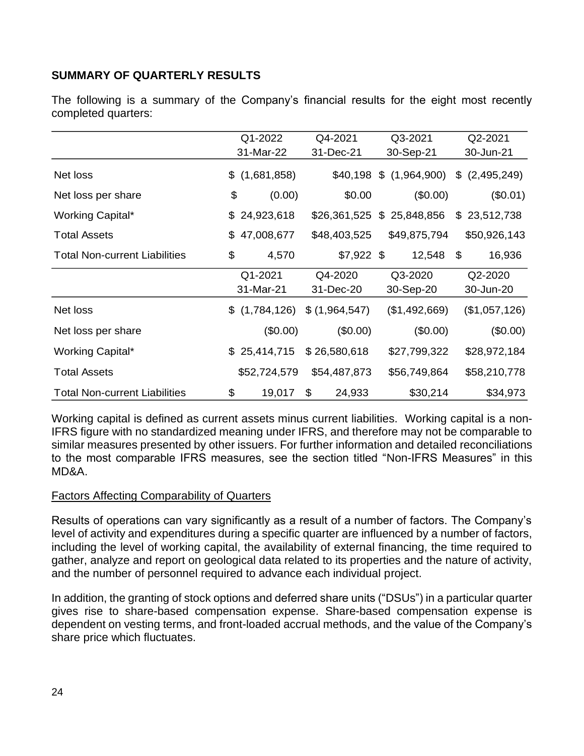## SUMMARY OF QUARTERLY RESULTS

The following is a summary of the Company's financial results for the eight most recently completed quarters:

| | Q1-2022<br>31-Mar-22 | Q4-2021<br>31-Dec-21 | Q3-2021<br>30-Sep-21 | Q2-2021<br>30-Jun-21 |
|---|---|---|---|---|
| Net loss | $ (1,681,858) | $40,198 | $ (1,964,900) | $ (2,495,249) |
| Net loss per share | $ (0.00) | $0.00 | ($0.00) | ($0.01) |
| Working Capital* | $ 24,923,618 | $26,361,525 | $ 25,848,856 | $ 23,512,738 |
| Total Assets | $ 47,008,677 | $48,403,525 | $49,875,794 | $50,926,143 |
| Total Non-current Liabilities | $ 4,570 | $7,922 | $ 12,548 | $ 16,936 |
| | **Q1-2021<br>31-Mar-21** | **Q4-2020<br>31-Dec-20** | **Q3-2020<br>30-Sep-20** | **Q2-2020<br>30-Jun-20** |
| Net loss | $ (1,784,126) | $ (1,964,547) | ($1,492,669) | ($1,057,126) |
| Net loss per share | ($0.00) | ($0.00) | ($0.00) | ($0.00) |
| Working Capital* | $ 25,414,715 | $ 26,580,618 | $27,799,322 | $28,972,184 |
| Total Assets | $52,724,579 | $54,487,873 | $56,749,864 | $58,210,778 |
| Total Non-current Liabilities | $ 19,017 | $ 24,933 | $30,214 | $34,973 |

Working capital is defined as current assets minus current liabilities. Working capital is a non-IFRS figure with no standardized meaning under IFRS, and therefore may not be comparable to similar measures presented by other issuers. For further information and detailed reconciliations to the most comparable IFRS measures, see the section titled "Non-IFRS Measures" in this MD&A.

### Factors Affecting Comparability of Quarters

Results of operations can vary significantly as a result of a number of factors. The Company's level of activity and expenditures during a specific quarter are influenced by a number of factors, including the level of working capital, the availability of external financing, the time required to gather, analyze and report on geological data related to its properties and the nature of activity, and the number of personnel required to advance each individual project.

In addition, the granting of stock options and deferred share units ("DSUs") in a particular quarter gives rise to share-based compensation expense. Share-based compensation expense is dependent on vesting terms, and front-loaded accrual methods, and the value of the Company's share price which fluctuates.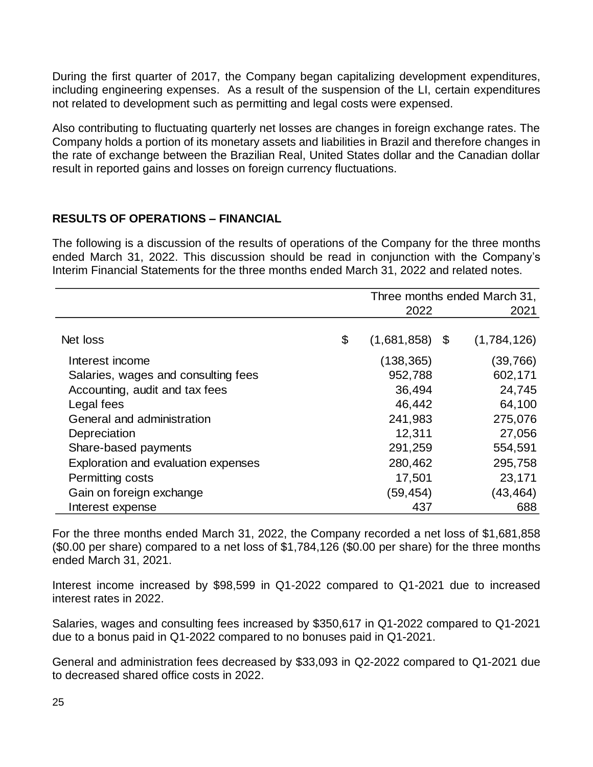During the first quarter of 2017, the Company began capitalizing development expenditures, including engineering expenses. As a result of the suspension of the LI, certain expenditures not related to development such as permitting and legal costs were expensed.

Also contributing to fluctuating quarterly net losses are changes in foreign exchange rates. The Company holds a portion of its monetary assets and liabilities in Brazil and therefore changes in the rate of exchange between the Brazilian Real, United States dollar and the Canadian dollar result in reported gains and losses on foreign currency fluctuations.

## RESULTS OF OPERATIONS – FINANCIAL

The following is a discussion of the results of operations of the Company for the three months ended March 31, 2022. This discussion should be read in conjunction with the Company's Interim Financial Statements for the three months ended March 31, 2022 and related notes.

| | Three months ended March 31, | |
|---|---|---|
| | 2022 | 2021 |
| Net loss | $ (1,681,858) | $ (1,784,126) |
| Interest income | (138,365) | (39,766) |
| Salaries, wages and consulting fees | 952,788 | 602,171 |
| Accounting, audit and tax fees | 36,494 | 24,745 |
| Legal fees | 46,442 | 64,100 |
| General and administration | 241,983 | 275,076 |
| Depreciation | 12,311 | 27,056 |
| Share-based payments | 291,259 | 554,591 |
| Exploration and evaluation expenses | 280,462 | 295,758 |
| Permitting costs | 17,501 | 23,171 |
| Gain on foreign exchange | (59,454) | (43,464) |
| Interest expense | 437 | 688 |

For the three months ended March 31, 2022, the Company recorded a net loss of $1,681,858 ($0.00 per share) compared to a net loss of $1,784,126 ($0.00 per share) for the three months ended March 31, 2021.

Interest income increased by $98,599 in Q1-2022 compared to Q1-2021 due to increased interest rates in 2022.

Salaries, wages and consulting fees increased by $350,617 in Q1-2022 compared to Q1-2021 due to a bonus paid in Q1-2022 compared to no bonuses paid in Q1-2021.

General and administration fees decreased by $33,093 in Q2-2022 compared to Q1-2021 due to decreased shared office costs in 2022.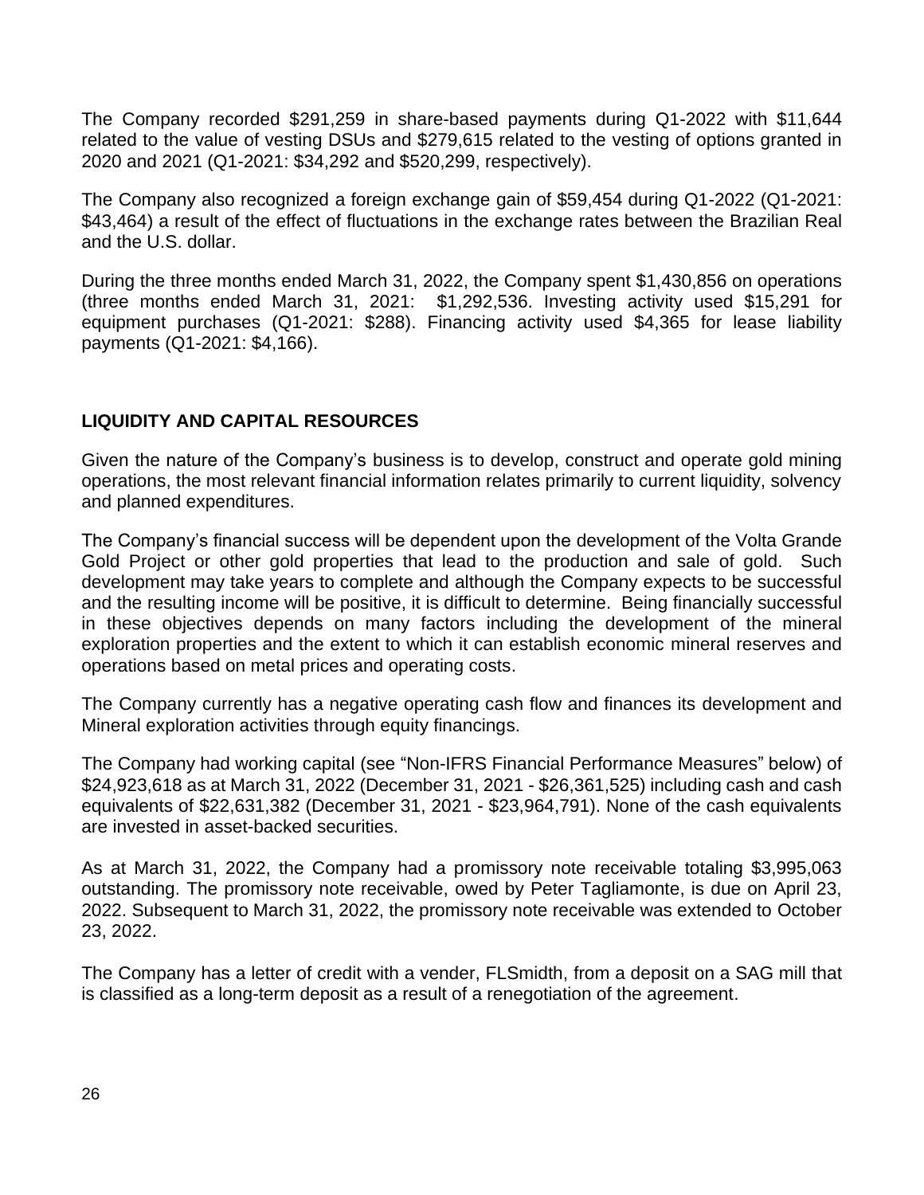The Company recorded $291,259 in share-based payments during Q1-2022 with $11,644 related to the value of vesting DSUs and $279,615 related to the vesting of options granted in 2020 and 2021 (Q1-2021: $34,292 and $520,299, respectively).

The Company also recognized a foreign exchange gain of $59,454 during Q1-2022 (Q1-2021: $43,464) a result of the effect of fluctuations in the exchange rates between the Brazilian Real and the U.S. dollar.

During the three months ended March 31, 2022, the Company spent $1,430,856 on operations (three months ended March 31, 2021: $1,292,536. Investing activity used $15,291 for equipment purchases (Q1-2021: $288). Financing activity used $4,365 for lease liability payments (Q1-2021: $4,166).

## LIQUIDITY AND CAPITAL RESOURCES

Given the nature of the Company's business is to develop, construct and operate gold mining operations, the most relevant financial information relates primarily to current liquidity, solvency and planned expenditures.

The Company's financial success will be dependent upon the development of the Volta Grande Gold Project or other gold properties that lead to the production and sale of gold. Such development may take years to complete and although the Company expects to be successful and the resulting income will be positive, it is difficult to determine. Being financially successful in these objectives depends on many factors including the development of the mineral exploration properties and the extent to which it can establish economic mineral reserves and operations based on metal prices and operating costs.

The Company currently has a negative operating cash flow and finances its development and Mineral exploration activities through equity financings.

The Company had working capital (see "Non-IFRS Financial Performance Measures" below) of $24,923,618 as at March 31, 2022 (December 31, 2021 - $26,361,525) including cash and cash equivalents of $22,631,382 (December 31, 2021 - $23,964,791). None of the cash equivalents are invested in asset-backed securities.

As at March 31, 2022, the Company had a promissory note receivable totaling $3,995,063 outstanding. The promissory note receivable, owed by Peter Tagliamonte, is due on April 23, 2022. Subsequent to March 31, 2022, the promissory note receivable was extended to October 23, 2022.

The Company has a letter of credit with a vender, FLSmidth, from a deposit on a SAG mill that is classified as a long-term deposit as a result of a renegotiation of the agreement.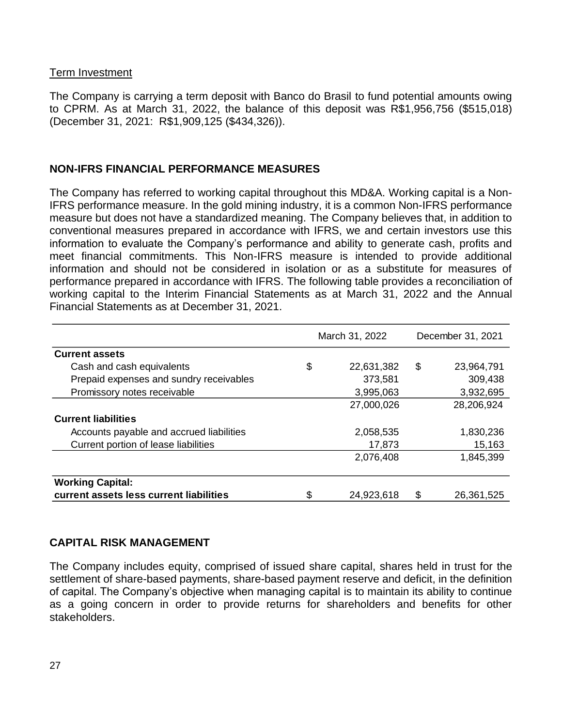Term Investment

The Company is carrying a term deposit with Banco do Brasil to fund potential amounts owing to CPRM. As at March 31, 2022, the balance of this deposit was R$1,956,756 ($515,018) (December 31, 2021: R$1,909,125 ($434,326)).

## NON-IFRS FINANCIAL PERFORMANCE MEASURES

The Company has referred to working capital throughout this MD&A. Working capital is a Non-IFRS performance measure. In the gold mining industry, it is a common Non-IFRS performance measure but does not have a standardized meaning. The Company believes that, in addition to conventional measures prepared in accordance with IFRS, we and certain investors use this information to evaluate the Company's performance and ability to generate cash, profits and meet financial commitments. This Non-IFRS measure is intended to provide additional information and should not be considered in isolation or as a substitute for measures of performance prepared in accordance with IFRS. The following table provides a reconciliation of working capital to the Interim Financial Statements as at March 31, 2022 and the Annual Financial Statements as at December 31, 2021.

| | March 31, 2022 | December 31, 2021 |
|---|---|---|
| **Current assets** | | |
| Cash and cash equivalents | $ 22,631,382 | $ 23,964,791 |
| Prepaid expenses and sundry receivables | 373,581 | 309,438 |
| Promissory notes receivable | 3,995,063 | 3,932,695 |
| | 27,000,026 | 28,206,924 |
| **Current liabilities** | | |
| Accounts payable and accrued liabilities | 2,058,535 | 1,830,236 |
| Current portion of lease liabilities | 17,873 | 15,163 |
| | 2,076,408 | 1,845,399 |
| **Working Capital: current assets less current liabilities** | $ 24,923,618 | $ 26,361,525 |

## CAPITAL RISK MANAGEMENT

The Company includes equity, comprised of issued share capital, shares held in trust for the settlement of share-based payments, share-based payment reserve and deficit, in the definition of capital. The Company's objective when managing capital is to maintain its ability to continue as a going concern in order to provide returns for shareholders and benefits for other stakeholders.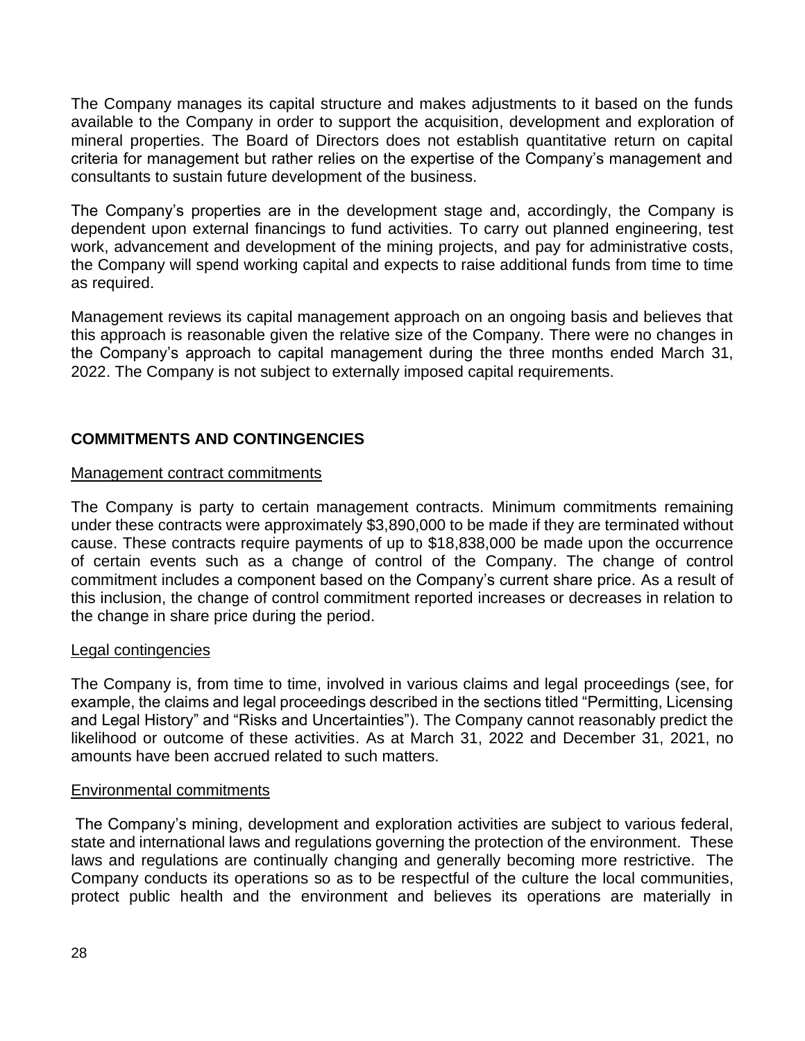The Company manages its capital structure and makes adjustments to it based on the funds available to the Company in order to support the acquisition, development and exploration of mineral properties. The Board of Directors does not establish quantitative return on capital criteria for management but rather relies on the expertise of the Company's management and consultants to sustain future development of the business.

The Company's properties are in the development stage and, accordingly, the Company is dependent upon external financings to fund activities. To carry out planned engineering, test work, advancement and development of the mining projects, and pay for administrative costs, the Company will spend working capital and expects to raise additional funds from time to time as required.

Management reviews its capital management approach on an ongoing basis and believes that this approach is reasonable given the relative size of the Company. There were no changes in the Company's approach to capital management during the three months ended March 31, 2022. The Company is not subject to externally imposed capital requirements.

## COMMITMENTS AND CONTINGENCIES

### Management contract commitments

The Company is party to certain management contracts. Minimum commitments remaining under these contracts were approximately $3,890,000 to be made if they are terminated without cause. These contracts require payments of up to $18,838,000 be made upon the occurrence of certain events such as a change of control of the Company. The change of control commitment includes a component based on the Company's current share price. As a result of this inclusion, the change of control commitment reported increases or decreases in relation to the change in share price during the period.

### Legal contingencies

The Company is, from time to time, involved in various claims and legal proceedings (see, for example, the claims and legal proceedings described in the sections titled "Permitting, Licensing and Legal History" and "Risks and Uncertainties"). The Company cannot reasonably predict the likelihood or outcome of these activities. As at March 31, 2022 and December 31, 2021, no amounts have been accrued related to such matters.

### Environmental commitments

The Company's mining, development and exploration activities are subject to various federal, state and international laws and regulations governing the protection of the environment. These laws and regulations are continually changing and generally becoming more restrictive. The Company conducts its operations so as to be respectful of the culture the local communities, protect public health and the environment and believes its operations are materially in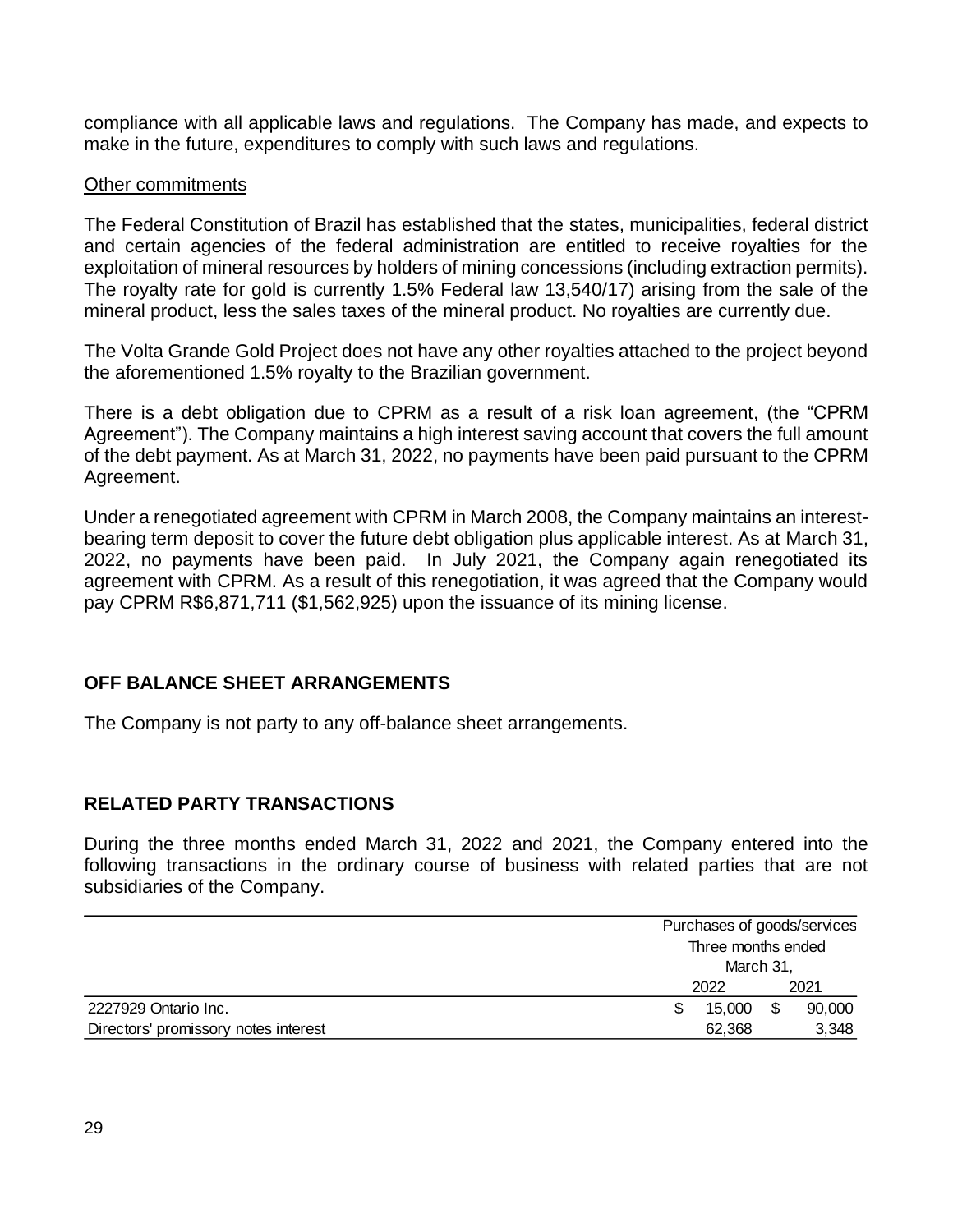compliance with all applicable laws and regulations. The Company has made, and expects to make in the future, expenditures to comply with such laws and regulations.

Other commitments

The Federal Constitution of Brazil has established that the states, municipalities, federal district and certain agencies of the federal administration are entitled to receive royalties for the exploitation of mineral resources by holders of mining concessions (including extraction permits). The royalty rate for gold is currently 1.5% Federal law 13,540/17) arising from the sale of the mineral product, less the sales taxes of the mineral product. No royalties are currently due.

The Volta Grande Gold Project does not have any other royalties attached to the project beyond the aforementioned 1.5% royalty to the Brazilian government.

There is a debt obligation due to CPRM as a result of a risk loan agreement, (the "CPRM Agreement"). The Company maintains a high interest saving account that covers the full amount of the debt payment. As at March 31, 2022, no payments have been paid pursuant to the CPRM Agreement.

Under a renegotiated agreement with CPRM in March 2008, the Company maintains an interest-bearing term deposit to cover the future debt obligation plus applicable interest. As at March 31, 2022, no payments have been paid. In July 2021, the Company again renegotiated its agreement with CPRM. As a result of this renegotiation, it was agreed that the Company would pay CPRM R$6,871,711 ($1,562,925) upon the issuance of its mining license.

## OFF BALANCE SHEET ARRANGEMENTS

The Company is not party to any off-balance sheet arrangements.

## RELATED PARTY TRANSACTIONS

During the three months ended March 31, 2022 and 2021, the Company entered into the following transactions in the ordinary course of business with related parties that are not subsidiaries of the Company.

| | Purchases of goods/services Three months ended March 31, | |
|---|---|---|
| | 2022 | 2021 |
| 2227929 Ontario Inc. | $ 15,000 | $ 90,000 |
| Directors' promissory notes interest | 62,368 | 3,348 |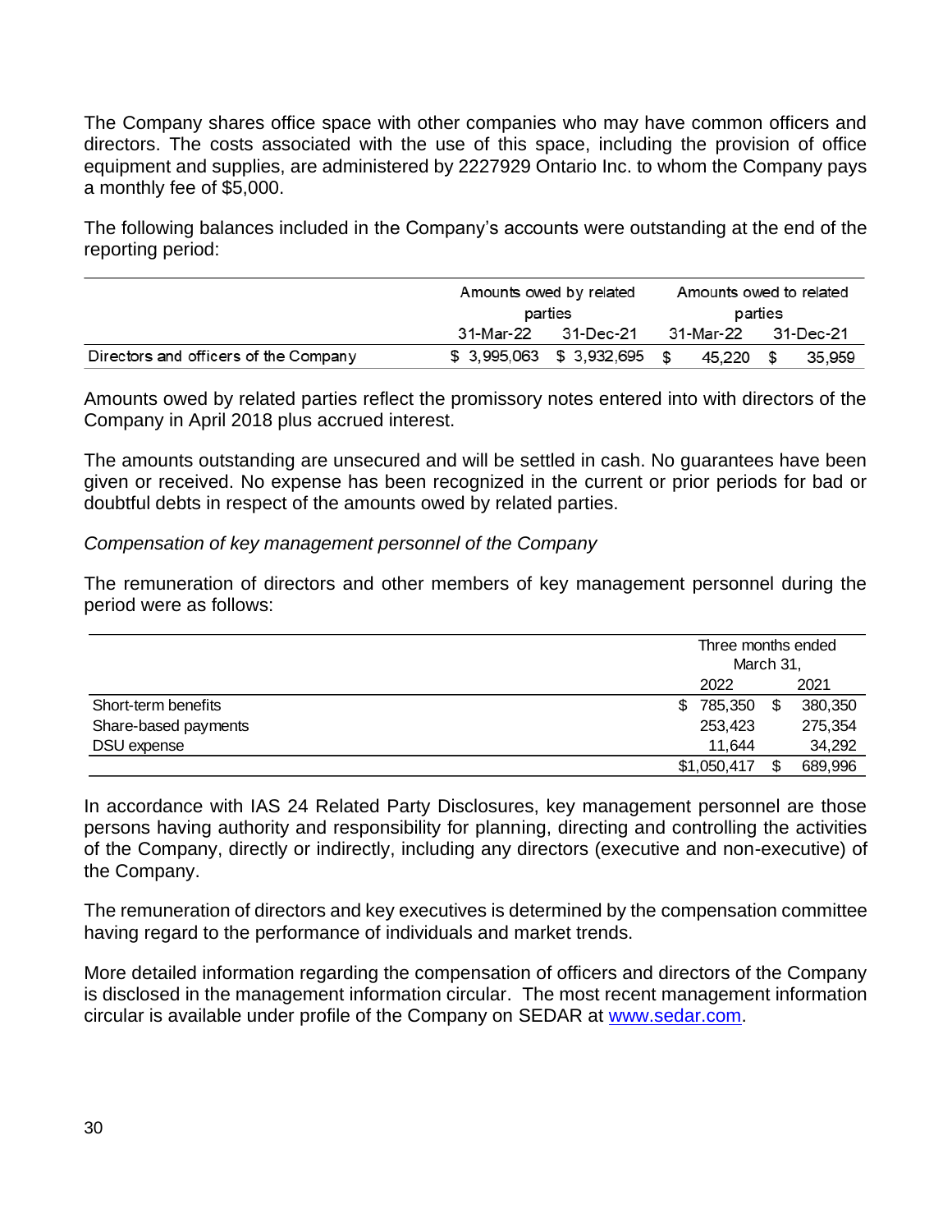The Company shares office space with other companies who may have common officers and directors. The costs associated with the use of this space, including the provision of office equipment and supplies, are administered by 2227929 Ontario Inc. to whom the Company pays a monthly fee of $5,000.

The following balances included in the Company's accounts were outstanding at the end of the reporting period:

| | Amounts owed by related parties | | Amounts owed to related parties | |
|---|---|---|---|---|
| | 31-Mar-22 | 31-Dec-21 | 31-Mar-22 | 31-Dec-21 |
| Directors and officers of the Company | $ 3,995,063 | $ 3,932,695 | $ 45,220 | $ 35,959 |

Amounts owed by related parties reflect the promissory notes entered into with directors of the Company in April 2018 plus accrued interest.

The amounts outstanding are unsecured and will be settled in cash. No guarantees have been given or received. No expense has been recognized in the current or prior periods for bad or doubtful debts in respect of the amounts owed by related parties.

*Compensation of key management personnel of the Company*

The remuneration of directors and other members of key management personnel during the period were as follows:

| | Three months ended March 31, | |
|---|---|---|
| | 2022 | 2021 |
| Short-term benefits | $ 785,350 | $ 380,350 |
| Share-based payments | 253,423 | 275,354 |
| DSU expense | 11,644 | 34,292 |
| | $1,050,417 | $ 689,996 |

In accordance with IAS 24 Related Party Disclosures, key management personnel are those persons having authority and responsibility for planning, directing and controlling the activities of the Company, directly or indirectly, including any directors (executive and non-executive) of the Company.

The remuneration of directors and key executives is determined by the compensation committee having regard to the performance of individuals and market trends.

More detailed information regarding the compensation of officers and directors of the Company is disclosed in the management information circular. The most recent management information circular is available under profile of the Company on SEDAR at [www.sedar.com](http://www.sedar.com).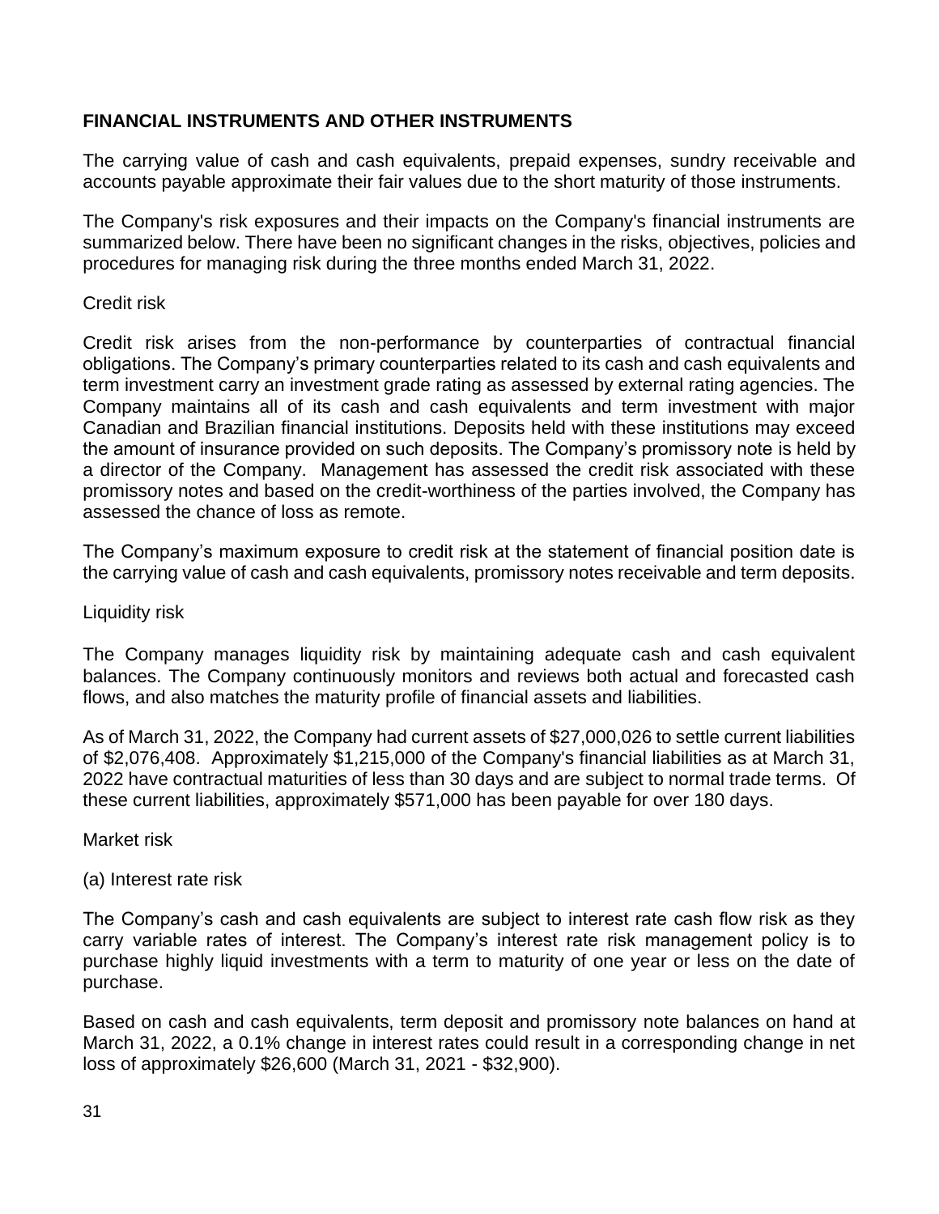## FINANCIAL INSTRUMENTS AND OTHER INSTRUMENTS

The carrying value of cash and cash equivalents, prepaid expenses, sundry receivable and accounts payable approximate their fair values due to the short maturity of those instruments.

The Company's risk exposures and their impacts on the Company's financial instruments are summarized below. There have been no significant changes in the risks, objectives, policies and procedures for managing risk during the three months ended March 31, 2022.

Credit risk

Credit risk arises from the non-performance by counterparties of contractual financial obligations. The Company's primary counterparties related to its cash and cash equivalents and term investment carry an investment grade rating as assessed by external rating agencies. The Company maintains all of its cash and cash equivalents and term investment with major Canadian and Brazilian financial institutions. Deposits held with these institutions may exceed the amount of insurance provided on such deposits. The Company's promissory note is held by a director of the Company. Management has assessed the credit risk associated with these promissory notes and based on the credit-worthiness of the parties involved, the Company has assessed the chance of loss as remote.

The Company's maximum exposure to credit risk at the statement of financial position date is the carrying value of cash and cash equivalents, promissory notes receivable and term deposits.

Liquidity risk

The Company manages liquidity risk by maintaining adequate cash and cash equivalent balances. The Company continuously monitors and reviews both actual and forecasted cash flows, and also matches the maturity profile of financial assets and liabilities.

As of March 31, 2022, the Company had current assets of $27,000,026 to settle current liabilities of $2,076,408. Approximately $1,215,000 of the Company's financial liabilities as at March 31, 2022 have contractual maturities of less than 30 days and are subject to normal trade terms. Of these current liabilities, approximately $571,000 has been payable for over 180 days.

Market risk

(a) Interest rate risk

The Company's cash and cash equivalents are subject to interest rate cash flow risk as they carry variable rates of interest. The Company's interest rate risk management policy is to purchase highly liquid investments with a term to maturity of one year or less on the date of purchase.

Based on cash and cash equivalents, term deposit and promissory note balances on hand at March 31, 2022, a 0.1% change in interest rates could result in a corresponding change in net loss of approximately $26,600 (March 31, 2021 - $32,900).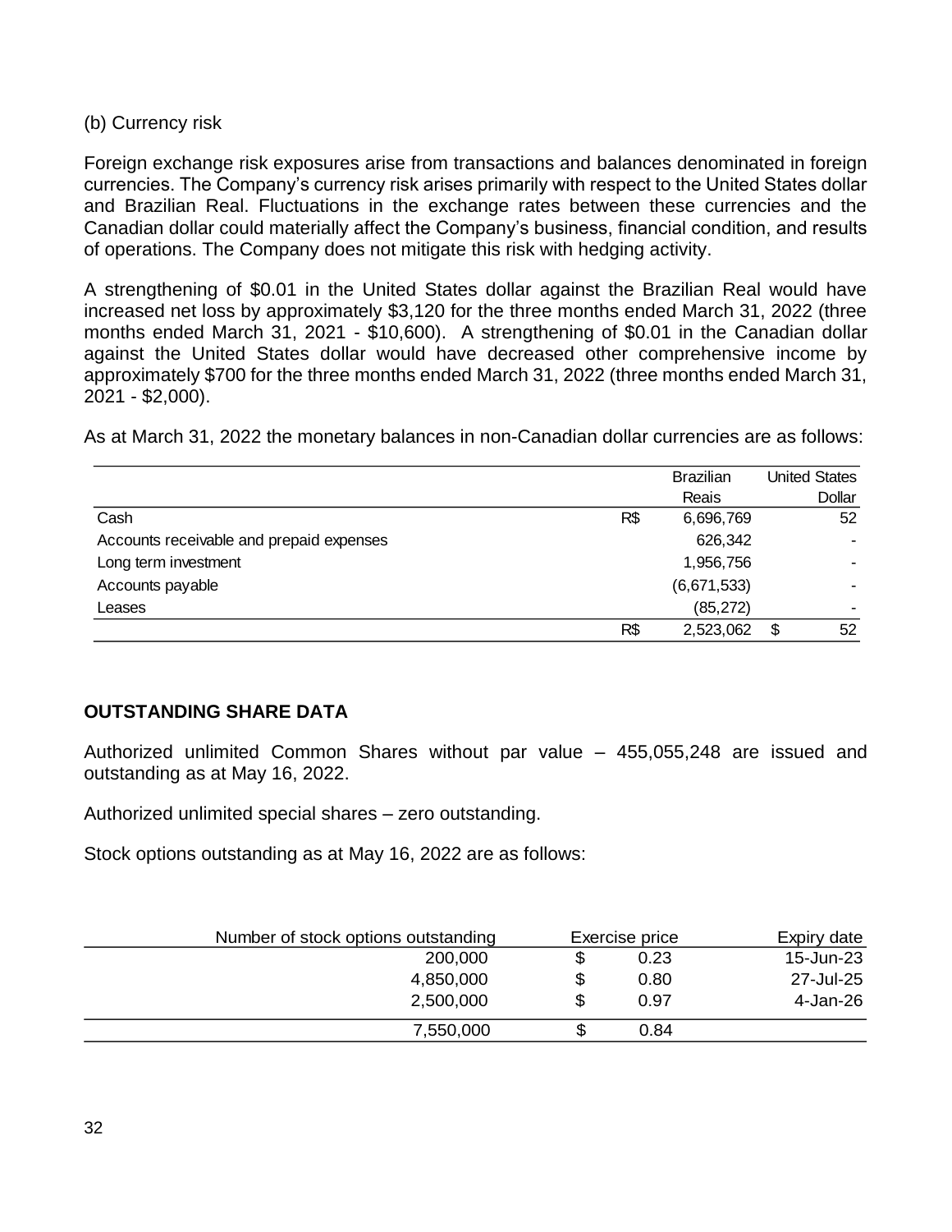(b) Currency risk

Foreign exchange risk exposures arise from transactions and balances denominated in foreign currencies. The Company's currency risk arises primarily with respect to the United States dollar and Brazilian Real. Fluctuations in the exchange rates between these currencies and the Canadian dollar could materially affect the Company's business, financial condition, and results of operations. The Company does not mitigate this risk with hedging activity.

A strengthening of $0.01 in the United States dollar against the Brazilian Real would have increased net loss by approximately $3,120 for the three months ended March 31, 2022 (three months ended March 31, 2021 - $10,600). A strengthening of $0.01 in the Canadian dollar against the United States dollar would have decreased other comprehensive income by approximately $700 for the three months ended March 31, 2022 (three months ended March 31, 2021 - $2,000).

As at March 31, 2022 the monetary balances in non-Canadian dollar currencies are as follows:

| | | Brazilian Reais | | United States Dollar |
|---|---|---|---|---|
| Cash | R$ | 6,696,769 | | 52 |
| Accounts receivable and prepaid expenses | | 626,342 | | - |
| Long term investment | | 1,956,756 | | - |
| Accounts payable | | (6,671,533) | | - |
| Leases | | (85,272) | | - |
| | R$ | 2,523,062 | $ | 52 |

**OUTSTANDING SHARE DATA**

Authorized unlimited Common Shares without par value – 455,055,248 are issued and outstanding as at May 16, 2022.

Authorized unlimited special shares – zero outstanding.

Stock options outstanding as at May 16, 2022 are as follows:

| Number of stock options outstanding | | Exercise price | Expiry date |
|---|---|---|---|
| 200,000 | $ | 0.23 | 15-Jun-23 |
| 4,850,000 | $ | 0.80 | 27-Jul-25 |
| 2,500,000 | $ | 0.97 | 4-Jan-26 |
| 7,550,000 | $ | 0.84 | |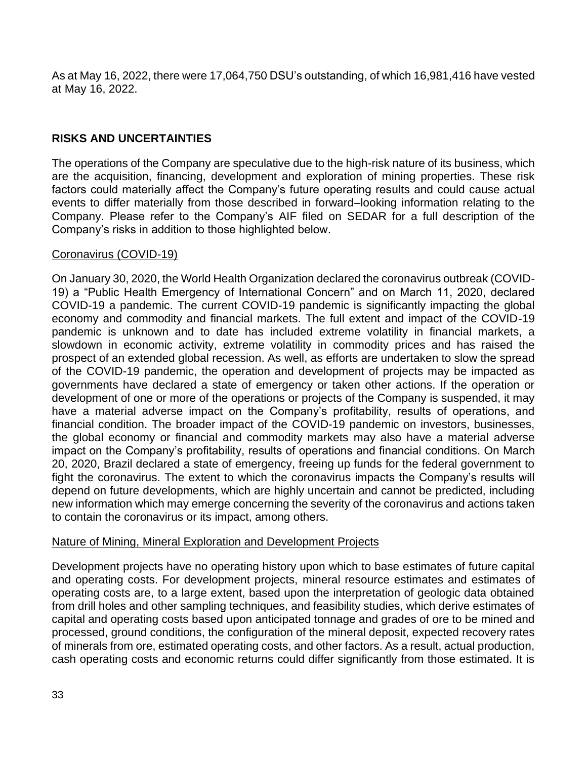As at May 16, 2022, there were 17,064,750 DSU's outstanding, of which 16,981,416 have vested at May 16, 2022.

## RISKS AND UNCERTAINTIES

The operations of the Company are speculative due to the high-risk nature of its business, which are the acquisition, financing, development and exploration of mining properties. These risk factors could materially affect the Company's future operating results and could cause actual events to differ materially from those described in forward–looking information relating to the Company. Please refer to the Company's AIF filed on SEDAR for a full description of the Company's risks in addition to those highlighted below.

### Coronavirus (COVID-19)

On January 30, 2020, the World Health Organization declared the coronavirus outbreak (COVID-19) a "Public Health Emergency of International Concern" and on March 11, 2020, declared COVID-19 a pandemic. The current COVID-19 pandemic is significantly impacting the global economy and commodity and financial markets. The full extent and impact of the COVID-19 pandemic is unknown and to date has included extreme volatility in financial markets, a slowdown in economic activity, extreme volatility in commodity prices and has raised the prospect of an extended global recession. As well, as efforts are undertaken to slow the spread of the COVID-19 pandemic, the operation and development of projects may be impacted as governments have declared a state of emergency or taken other actions. If the operation or development of one or more of the operations or projects of the Company is suspended, it may have a material adverse impact on the Company's profitability, results of operations, and financial condition. The broader impact of the COVID-19 pandemic on investors, businesses, the global economy or financial and commodity markets may also have a material adverse impact on the Company's profitability, results of operations and financial conditions. On March 20, 2020, Brazil declared a state of emergency, freeing up funds for the federal government to fight the coronavirus. The extent to which the coronavirus impacts the Company's results will depend on future developments, which are highly uncertain and cannot be predicted, including new information which may emerge concerning the severity of the coronavirus and actions taken to contain the coronavirus or its impact, among others.

### Nature of Mining, Mineral Exploration and Development Projects

Development projects have no operating history upon which to base estimates of future capital and operating costs. For development projects, mineral resource estimates and estimates of operating costs are, to a large extent, based upon the interpretation of geologic data obtained from drill holes and other sampling techniques, and feasibility studies, which derive estimates of capital and operating costs based upon anticipated tonnage and grades of ore to be mined and processed, ground conditions, the configuration of the mineral deposit, expected recovery rates of minerals from ore, estimated operating costs, and other factors. As a result, actual production, cash operating costs and economic returns could differ significantly from those estimated. It is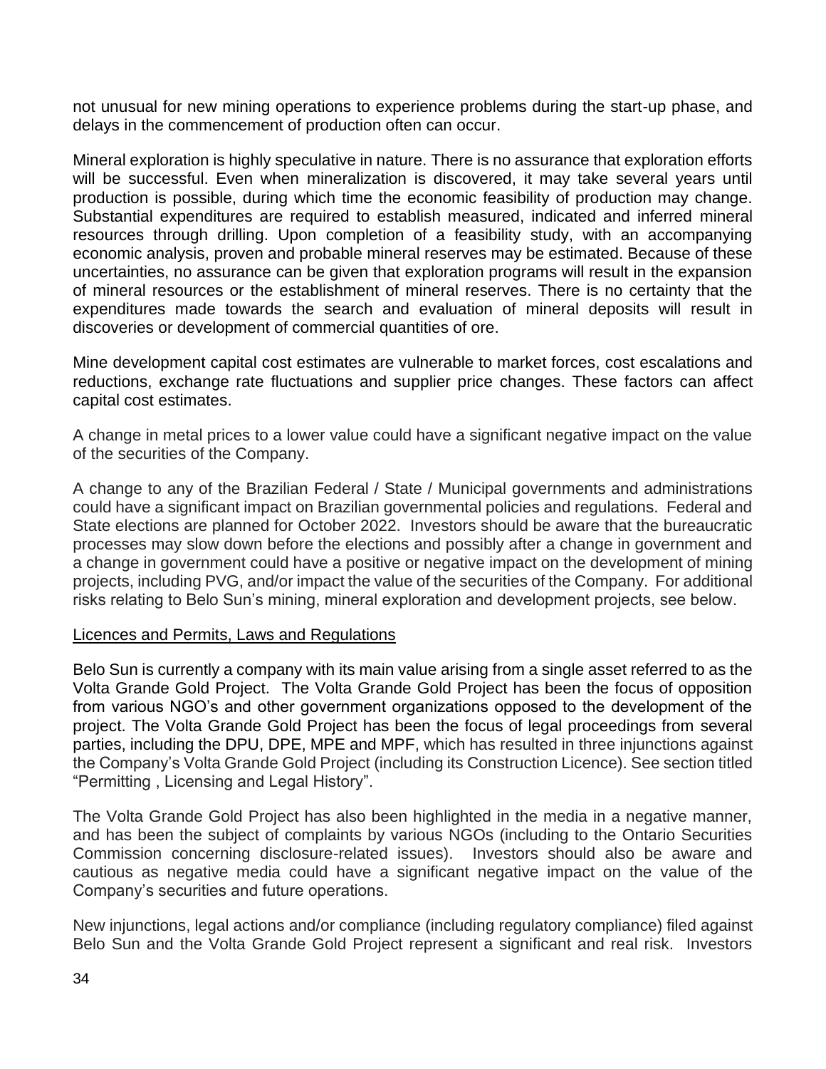not unusual for new mining operations to experience problems during the start-up phase, and delays in the commencement of production often can occur.

Mineral exploration is highly speculative in nature. There is no assurance that exploration efforts will be successful. Even when mineralization is discovered, it may take several years until production is possible, during which time the economic feasibility of production may change. Substantial expenditures are required to establish measured, indicated and inferred mineral resources through drilling. Upon completion of a feasibility study, with an accompanying economic analysis, proven and probable mineral reserves may be estimated. Because of these uncertainties, no assurance can be given that exploration programs will result in the expansion of mineral resources or the establishment of mineral reserves. There is no certainty that the expenditures made towards the search and evaluation of mineral deposits will result in discoveries or development of commercial quantities of ore.

Mine development capital cost estimates are vulnerable to market forces, cost escalations and reductions, exchange rate fluctuations and supplier price changes. These factors can affect capital cost estimates.

A change in metal prices to a lower value could have a significant negative impact on the value of the securities of the Company.

A change to any of the Brazilian Federal / State / Municipal governments and administrations could have a significant impact on Brazilian governmental policies and regulations. Federal and State elections are planned for October 2022. Investors should be aware that the bureaucratic processes may slow down before the elections and possibly after a change in government and a change in government could have a positive or negative impact on the development of mining projects, including PVG, and/or impact the value of the securities of the Company. For additional risks relating to Belo Sun's mining, mineral exploration and development projects, see below.

<u>Licences and Permits, Laws and Regulations</u>

Belo Sun is currently a company with its main value arising from a single asset referred to as the Volta Grande Gold Project. The Volta Grande Gold Project has been the focus of opposition from various NGO's and other government organizations opposed to the development of the project. The Volta Grande Gold Project has been the focus of legal proceedings from several parties, including the DPU, DPE, MPE and MPF, which has resulted in three injunctions against the Company's Volta Grande Gold Project (including its Construction Licence). See section titled "Permitting , Licensing and Legal History".

The Volta Grande Gold Project has also been highlighted in the media in a negative manner, and has been the subject of complaints by various NGOs (including to the Ontario Securities Commission concerning disclosure-related issues). Investors should also be aware and cautious as negative media could have a significant negative impact on the value of the Company's securities and future operations.

New injunctions, legal actions and/or compliance (including regulatory compliance) filed against Belo Sun and the Volta Grande Gold Project represent a significant and real risk. Investors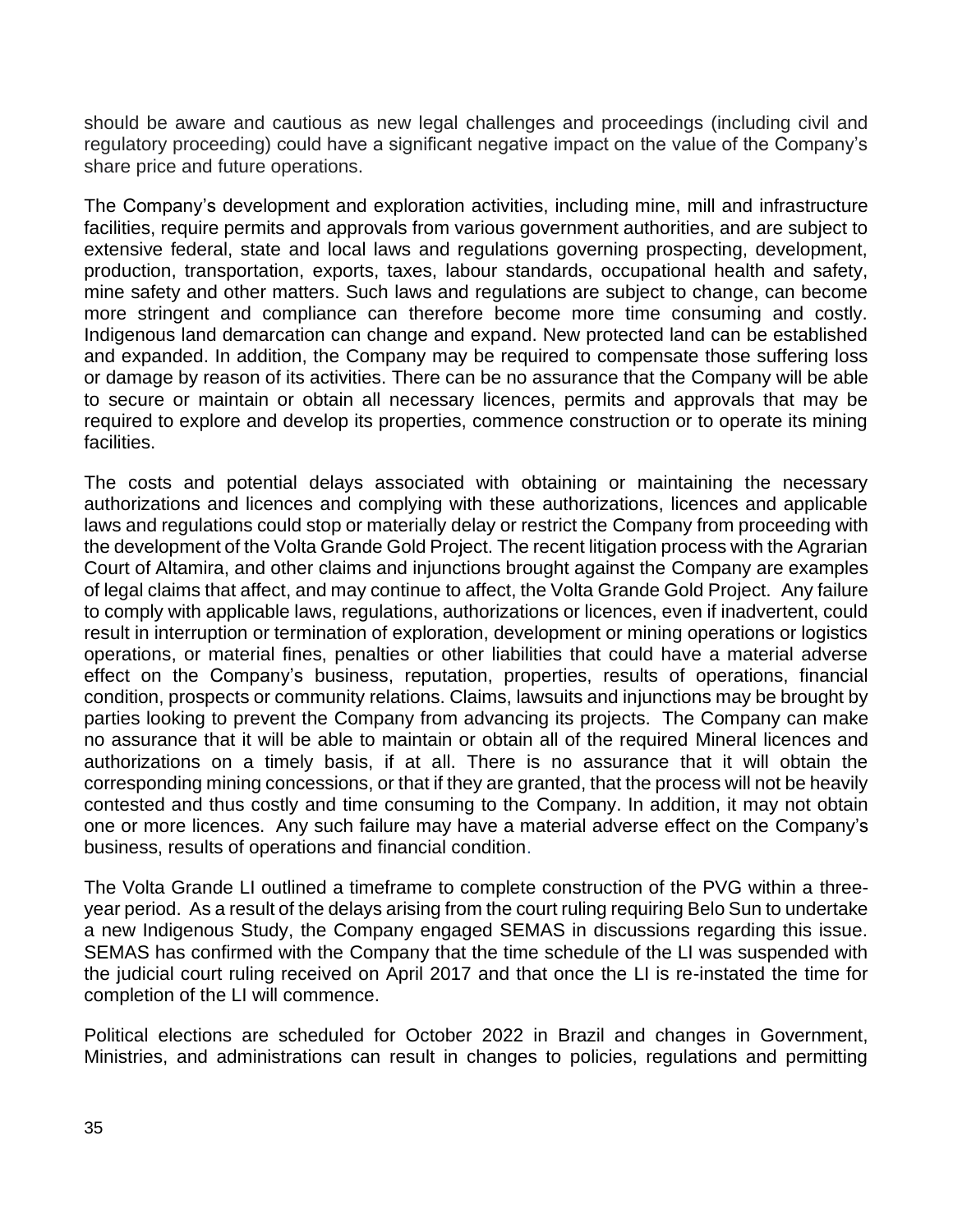should be aware and cautious as new legal challenges and proceedings (including civil and regulatory proceeding) could have a significant negative impact on the value of the Company's share price and future operations.

The Company's development and exploration activities, including mine, mill and infrastructure facilities, require permits and approvals from various government authorities, and are subject to extensive federal, state and local laws and regulations governing prospecting, development, production, transportation, exports, taxes, labour standards, occupational health and safety, mine safety and other matters. Such laws and regulations are subject to change, can become more stringent and compliance can therefore become more time consuming and costly. Indigenous land demarcation can change and expand. New protected land can be established and expanded. In addition, the Company may be required to compensate those suffering loss or damage by reason of its activities. There can be no assurance that the Company will be able to secure or maintain or obtain all necessary licences, permits and approvals that may be required to explore and develop its properties, commence construction or to operate its mining facilities.

The costs and potential delays associated with obtaining or maintaining the necessary authorizations and licences and complying with these authorizations, licences and applicable laws and regulations could stop or materially delay or restrict the Company from proceeding with the development of the Volta Grande Gold Project. The recent litigation process with the Agrarian Court of Altamira, and other claims and injunctions brought against the Company are examples of legal claims that affect, and may continue to affect, the Volta Grande Gold Project. Any failure to comply with applicable laws, regulations, authorizations or licences, even if inadvertent, could result in interruption or termination of exploration, development or mining operations or logistics operations, or material fines, penalties or other liabilities that could have a material adverse effect on the Company's business, reputation, properties, results of operations, financial condition, prospects or community relations. Claims, lawsuits and injunctions may be brought by parties looking to prevent the Company from advancing its projects. The Company can make no assurance that it will be able to maintain or obtain all of the required Mineral licences and authorizations on a timely basis, if at all. There is no assurance that it will obtain the corresponding mining concessions, or that if they are granted, that the process will not be heavily contested and thus costly and time consuming to the Company. In addition, it may not obtain one or more licences. Any such failure may have a material adverse effect on the Company's business, results of operations and financial condition.

The Volta Grande LI outlined a timeframe to complete construction of the PVG within a three-year period. As a result of the delays arising from the court ruling requiring Belo Sun to undertake a new Indigenous Study, the Company engaged SEMAS in discussions regarding this issue. SEMAS has confirmed with the Company that the time schedule of the LI was suspended with the judicial court ruling received on April 2017 and that once the LI is re-instated the time for completion of the LI will commence.

Political elections are scheduled for October 2022 in Brazil and changes in Government, Ministries, and administrations can result in changes to policies, regulations and permitting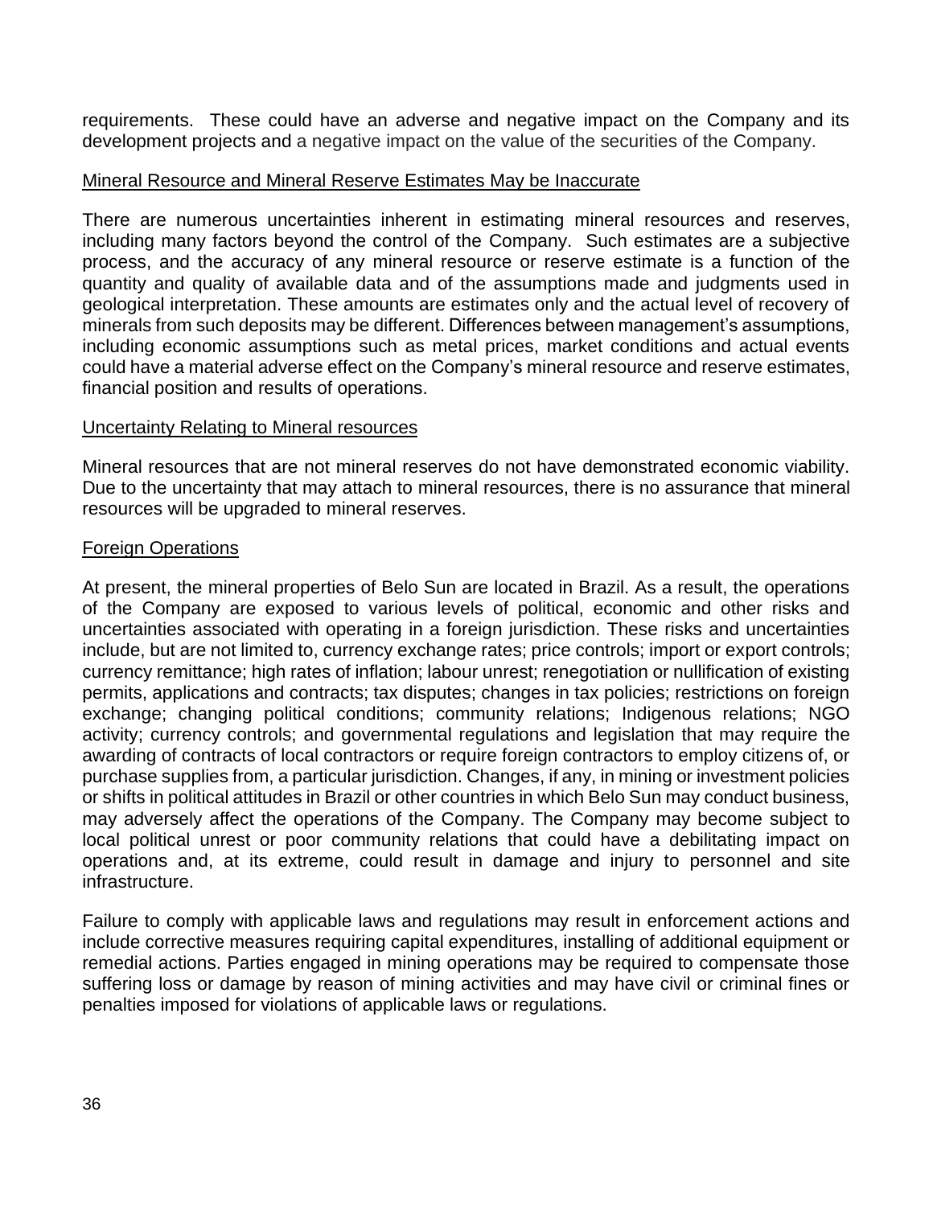requirements. These could have an adverse and negative impact on the Company and its development projects and a negative impact on the value of the securities of the Company.

### Mineral Resource and Mineral Reserve Estimates May be Inaccurate

There are numerous uncertainties inherent in estimating mineral resources and reserves, including many factors beyond the control of the Company. Such estimates are a subjective process, and the accuracy of any mineral resource or reserve estimate is a function of the quantity and quality of available data and of the assumptions made and judgments used in geological interpretation. These amounts are estimates only and the actual level of recovery of minerals from such deposits may be different. Differences between management's assumptions, including economic assumptions such as metal prices, market conditions and actual events could have a material adverse effect on the Company's mineral resource and reserve estimates, financial position and results of operations.

### Uncertainty Relating to Mineral resources

Mineral resources that are not mineral reserves do not have demonstrated economic viability. Due to the uncertainty that may attach to mineral resources, there is no assurance that mineral resources will be upgraded to mineral reserves.

### Foreign Operations

At present, the mineral properties of Belo Sun are located in Brazil. As a result, the operations of the Company are exposed to various levels of political, economic and other risks and uncertainties associated with operating in a foreign jurisdiction. These risks and uncertainties include, but are not limited to, currency exchange rates; price controls; import or export controls; currency remittance; high rates of inflation; labour unrest; renegotiation or nullification of existing permits, applications and contracts; tax disputes; changes in tax policies; restrictions on foreign exchange; changing political conditions; community relations; Indigenous relations; NGO activity; currency controls; and governmental regulations and legislation that may require the awarding of contracts of local contractors or require foreign contractors to employ citizens of, or purchase supplies from, a particular jurisdiction. Changes, if any, in mining or investment policies or shifts in political attitudes in Brazil or other countries in which Belo Sun may conduct business, may adversely affect the operations of the Company. The Company may become subject to local political unrest or poor community relations that could have a debilitating impact on operations and, at its extreme, could result in damage and injury to personnel and site infrastructure.

Failure to comply with applicable laws and regulations may result in enforcement actions and include corrective measures requiring capital expenditures, installing of additional equipment or remedial actions. Parties engaged in mining operations may be required to compensate those suffering loss or damage by reason of mining activities and may have civil or criminal fines or penalties imposed for violations of applicable laws or regulations.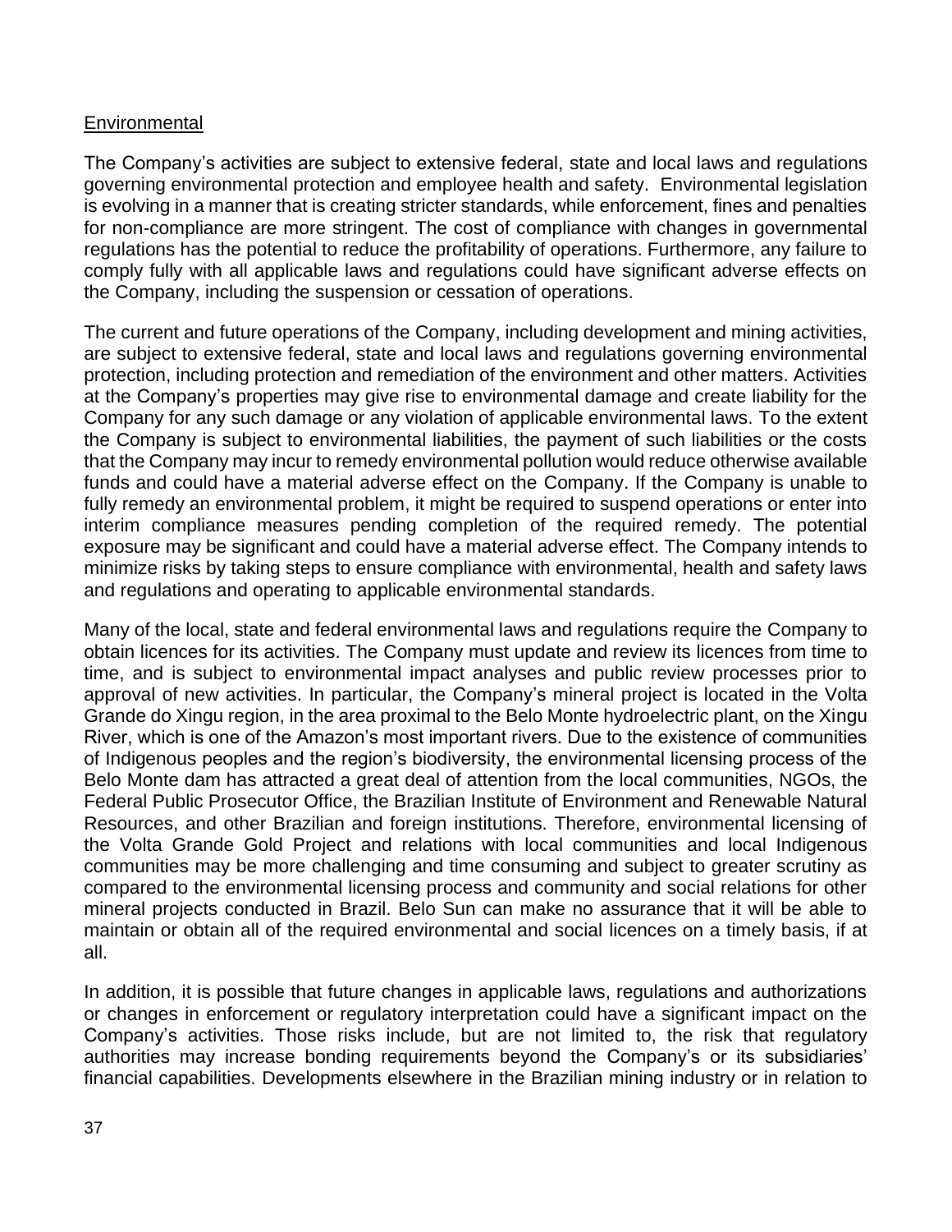## Environmental

The Company's activities are subject to extensive federal, state and local laws and regulations governing environmental protection and employee health and safety. Environmental legislation is evolving in a manner that is creating stricter standards, while enforcement, fines and penalties for non-compliance are more stringent. The cost of compliance with changes in governmental regulations has the potential to reduce the profitability of operations. Furthermore, any failure to comply fully with all applicable laws and regulations could have significant adverse effects on the Company, including the suspension or cessation of operations.

The current and future operations of the Company, including development and mining activities, are subject to extensive federal, state and local laws and regulations governing environmental protection, including protection and remediation of the environment and other matters. Activities at the Company's properties may give rise to environmental damage and create liability for the Company for any such damage or any violation of applicable environmental laws. To the extent the Company is subject to environmental liabilities, the payment of such liabilities or the costs that the Company may incur to remedy environmental pollution would reduce otherwise available funds and could have a material adverse effect on the Company. If the Company is unable to fully remedy an environmental problem, it might be required to suspend operations or enter into interim compliance measures pending completion of the required remedy. The potential exposure may be significant and could have a material adverse effect. The Company intends to minimize risks by taking steps to ensure compliance with environmental, health and safety laws and regulations and operating to applicable environmental standards.

Many of the local, state and federal environmental laws and regulations require the Company to obtain licences for its activities. The Company must update and review its licences from time to time, and is subject to environmental impact analyses and public review processes prior to approval of new activities. In particular, the Company's mineral project is located in the Volta Grande do Xingu region, in the area proximal to the Belo Monte hydroelectric plant, on the Xingu River, which is one of the Amazon's most important rivers. Due to the existence of communities of Indigenous peoples and the region's biodiversity, the environmental licensing process of the Belo Monte dam has attracted a great deal of attention from the local communities, NGOs, the Federal Public Prosecutor Office, the Brazilian Institute of Environment and Renewable Natural Resources, and other Brazilian and foreign institutions. Therefore, environmental licensing of the Volta Grande Gold Project and relations with local communities and local Indigenous communities may be more challenging and time consuming and subject to greater scrutiny as compared to the environmental licensing process and community and social relations for other mineral projects conducted in Brazil. Belo Sun can make no assurance that it will be able to maintain or obtain all of the required environmental and social licences on a timely basis, if at all.

In addition, it is possible that future changes in applicable laws, regulations and authorizations or changes in enforcement or regulatory interpretation could have a significant impact on the Company's activities. Those risks include, but are not limited to, the risk that regulatory authorities may increase bonding requirements beyond the Company's or its subsidiaries' financial capabilities. Developments elsewhere in the Brazilian mining industry or in relation to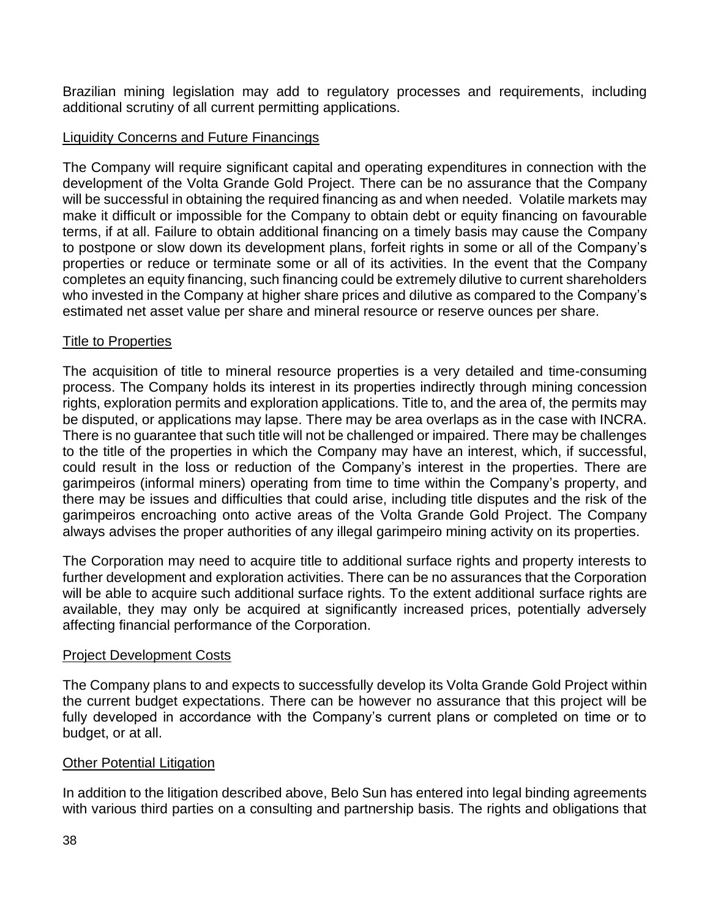Brazilian mining legislation may add to regulatory processes and requirements, including additional scrutiny of all current permitting applications.

### Liquidity Concerns and Future Financings

The Company will require significant capital and operating expenditures in connection with the development of the Volta Grande Gold Project. There can be no assurance that the Company will be successful in obtaining the required financing as and when needed. Volatile markets may make it difficult or impossible for the Company to obtain debt or equity financing on favourable terms, if at all. Failure to obtain additional financing on a timely basis may cause the Company to postpone or slow down its development plans, forfeit rights in some or all of the Company's properties or reduce or terminate some or all of its activities. In the event that the Company completes an equity financing, such financing could be extremely dilutive to current shareholders who invested in the Company at higher share prices and dilutive as compared to the Company's estimated net asset value per share and mineral resource or reserve ounces per share.

### Title to Properties

The acquisition of title to mineral resource properties is a very detailed and time-consuming process. The Company holds its interest in its properties indirectly through mining concession rights, exploration permits and exploration applications. Title to, and the area of, the permits may be disputed, or applications may lapse. There may be area overlaps as in the case with INCRA. There is no guarantee that such title will not be challenged or impaired. There may be challenges to the title of the properties in which the Company may have an interest, which, if successful, could result in the loss or reduction of the Company's interest in the properties. There are garimpeiros (informal miners) operating from time to time within the Company's property, and there may be issues and difficulties that could arise, including title disputes and the risk of the garimpeiros encroaching onto active areas of the Volta Grande Gold Project. The Company always advises the proper authorities of any illegal garimpeiro mining activity on its properties.

The Corporation may need to acquire title to additional surface rights and property interests to further development and exploration activities. There can be no assurances that the Corporation will be able to acquire such additional surface rights. To the extent additional surface rights are available, they may only be acquired at significantly increased prices, potentially adversely affecting financial performance of the Corporation.

### Project Development Costs

The Company plans to and expects to successfully develop its Volta Grande Gold Project within the current budget expectations. There can be however no assurance that this project will be fully developed in accordance with the Company's current plans or completed on time or to budget, or at all.

### Other Potential Litigation

In addition to the litigation described above, Belo Sun has entered into legal binding agreements with various third parties on a consulting and partnership basis. The rights and obligations that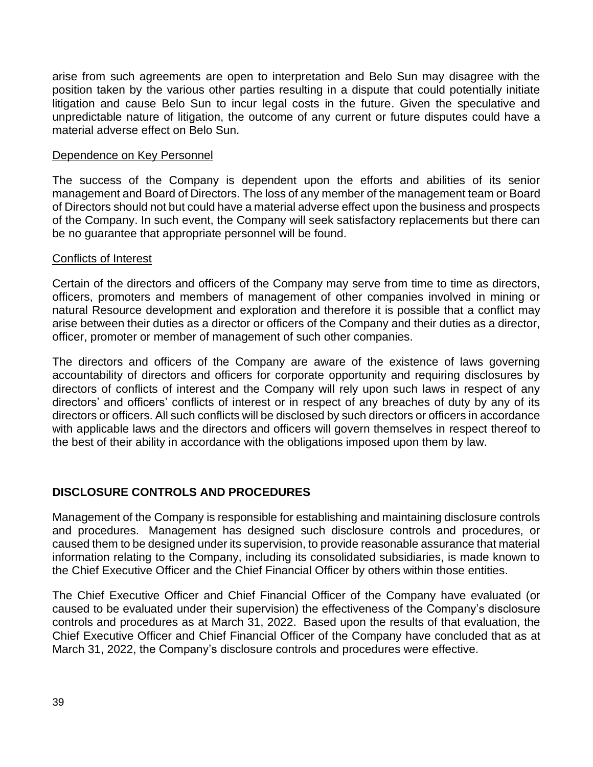arise from such agreements are open to interpretation and Belo Sun may disagree with the position taken by the various other parties resulting in a dispute that could potentially initiate litigation and cause Belo Sun to incur legal costs in the future. Given the speculative and unpredictable nature of litigation, the outcome of any current or future disputes could have a material adverse effect on Belo Sun.

Dependence on Key Personnel

The success of the Company is dependent upon the efforts and abilities of its senior management and Board of Directors. The loss of any member of the management team or Board of Directors should not but could have a material adverse effect upon the business and prospects of the Company. In such event, the Company will seek satisfactory replacements but there can be no guarantee that appropriate personnel will be found.

Conflicts of Interest

Certain of the directors and officers of the Company may serve from time to time as directors, officers, promoters and members of management of other companies involved in mining or natural Resource development and exploration and therefore it is possible that a conflict may arise between their duties as a director or officers of the Company and their duties as a director, officer, promoter or member of management of such other companies.

The directors and officers of the Company are aware of the existence of laws governing accountability of directors and officers for corporate opportunity and requiring disclosures by directors of conflicts of interest and the Company will rely upon such laws in respect of any directors' and officers' conflicts of interest or in respect of any breaches of duty by any of its directors or officers. All such conflicts will be disclosed by such directors or officers in accordance with applicable laws and the directors and officers will govern themselves in respect thereof to the best of their ability in accordance with the obligations imposed upon them by law.

## DISCLOSURE CONTROLS AND PROCEDURES

Management of the Company is responsible for establishing and maintaining disclosure controls and procedures. Management has designed such disclosure controls and procedures, or caused them to be designed under its supervision, to provide reasonable assurance that material information relating to the Company, including its consolidated subsidiaries, is made known to the Chief Executive Officer and the Chief Financial Officer by others within those entities.

The Chief Executive Officer and Chief Financial Officer of the Company have evaluated (or caused to be evaluated under their supervision) the effectiveness of the Company's disclosure controls and procedures as at March 31, 2022. Based upon the results of that evaluation, the Chief Executive Officer and Chief Financial Officer of the Company have concluded that as at March 31, 2022, the Company's disclosure controls and procedures were effective.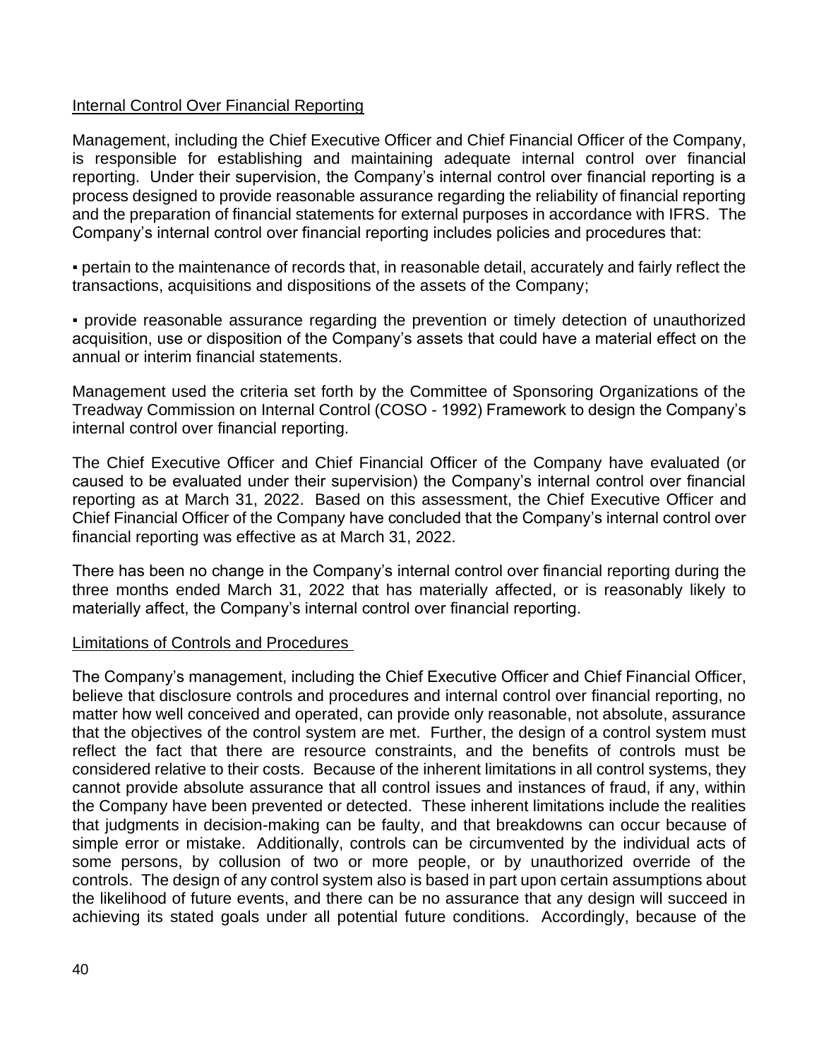## Internal Control Over Financial Reporting

Management, including the Chief Executive Officer and Chief Financial Officer of the Company, is responsible for establishing and maintaining adequate internal control over financial reporting. Under their supervision, the Company's internal control over financial reporting is a process designed to provide reasonable assurance regarding the reliability of financial reporting and the preparation of financial statements for external purposes in accordance with IFRS. The Company's internal control over financial reporting includes policies and procedures that:

- pertain to the maintenance of records that, in reasonable detail, accurately and fairly reflect the transactions, acquisitions and dispositions of the assets of the Company;

- provide reasonable assurance regarding the prevention or timely detection of unauthorized acquisition, use or disposition of the Company's assets that could have a material effect on the annual or interim financial statements.

Management used the criteria set forth by the Committee of Sponsoring Organizations of the Treadway Commission on Internal Control (COSO - 1992) Framework to design the Company's internal control over financial reporting.

The Chief Executive Officer and Chief Financial Officer of the Company have evaluated (or caused to be evaluated under their supervision) the Company's internal control over financial reporting as at March 31, 2022. Based on this assessment, the Chief Executive Officer and Chief Financial Officer of the Company have concluded that the Company's internal control over financial reporting was effective as at March 31, 2022.

There has been no change in the Company's internal control over financial reporting during the three months ended March 31, 2022 that has materially affected, or is reasonably likely to materially affect, the Company's internal control over financial reporting.

## Limitations of Controls and Procedures

The Company's management, including the Chief Executive Officer and Chief Financial Officer, believe that disclosure controls and procedures and internal control over financial reporting, no matter how well conceived and operated, can provide only reasonable, not absolute, assurance that the objectives of the control system are met. Further, the design of a control system must reflect the fact that there are resource constraints, and the benefits of controls must be considered relative to their costs. Because of the inherent limitations in all control systems, they cannot provide absolute assurance that all control issues and instances of fraud, if any, within the Company have been prevented or detected. These inherent limitations include the realities that judgments in decision-making can be faulty, and that breakdowns can occur because of simple error or mistake. Additionally, controls can be circumvented by the individual acts of some persons, by collusion of two or more people, or by unauthorized override of the controls. The design of any control system also is based in part upon certain assumptions about the likelihood of future events, and there can be no assurance that any design will succeed in achieving its stated goals under all potential future conditions. Accordingly, because of the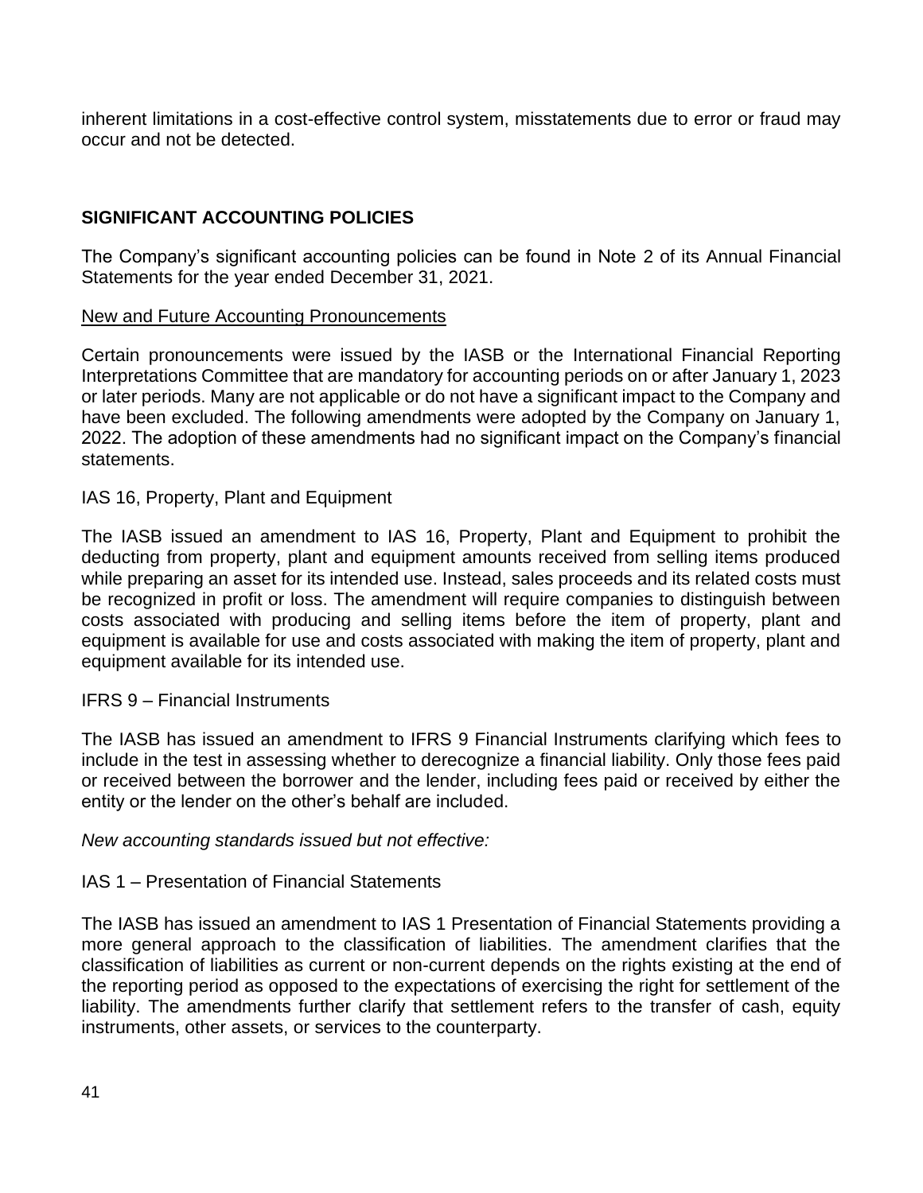inherent limitations in a cost-effective control system, misstatements due to error or fraud may occur and not be detected.

## SIGNIFICANT ACCOUNTING POLICIES

The Company's significant accounting policies can be found in Note 2 of its Annual Financial Statements for the year ended December 31, 2021.

### New and Future Accounting Pronouncements

Certain pronouncements were issued by the IASB or the International Financial Reporting Interpretations Committee that are mandatory for accounting periods on or after January 1, 2023 or later periods. Many are not applicable or do not have a significant impact to the Company and have been excluded. The following amendments were adopted by the Company on January 1, 2022. The adoption of these amendments had no significant impact on the Company's financial statements.

IAS 16, Property, Plant and Equipment

The IASB issued an amendment to IAS 16, Property, Plant and Equipment to prohibit the deducting from property, plant and equipment amounts received from selling items produced while preparing an asset for its intended use. Instead, sales proceeds and its related costs must be recognized in profit or loss. The amendment will require companies to distinguish between costs associated with producing and selling items before the item of property, plant and equipment is available for use and costs associated with making the item of property, plant and equipment available for its intended use.

IFRS 9 – Financial Instruments

The IASB has issued an amendment to IFRS 9 Financial Instruments clarifying which fees to include in the test in assessing whether to derecognize a financial liability. Only those fees paid or received between the borrower and the lender, including fees paid or received by either the entity or the lender on the other's behalf are included.

*New accounting standards issued but not effective:*

IAS 1 – Presentation of Financial Statements

The IASB has issued an amendment to IAS 1 Presentation of Financial Statements providing a more general approach to the classification of liabilities. The amendment clarifies that the classification of liabilities as current or non-current depends on the rights existing at the end of the reporting period as opposed to the expectations of exercising the right for settlement of the liability. The amendments further clarify that settlement refers to the transfer of cash, equity instruments, other assets, or services to the counterparty.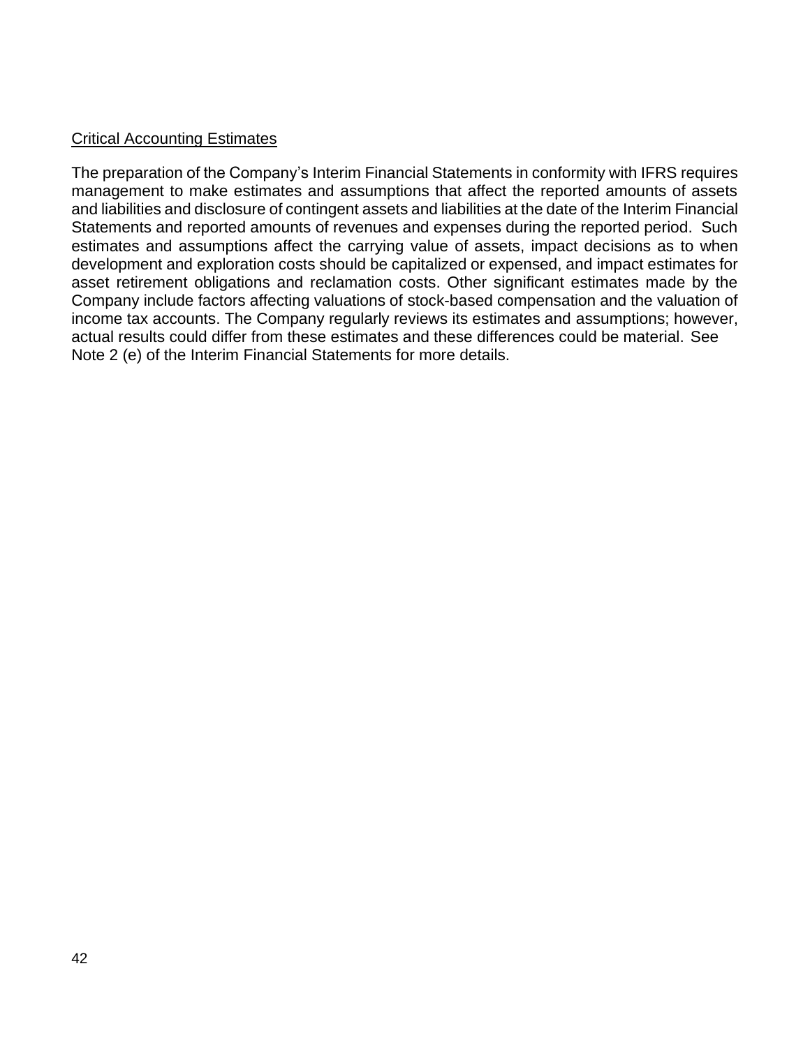<u>Critical Accounting Estimates</u>

The preparation of the Company's Interim Financial Statements in conformity with IFRS requires management to make estimates and assumptions that affect the reported amounts of assets and liabilities and disclosure of contingent assets and liabilities at the date of the Interim Financial Statements and reported amounts of revenues and expenses during the reported period. Such estimates and assumptions affect the carrying value of assets, impact decisions as to when development and exploration costs should be capitalized or expensed, and impact estimates for asset retirement obligations and reclamation costs. Other significant estimates made by the Company include factors affecting valuations of stock-based compensation and the valuation of income tax accounts. The Company regularly reviews its estimates and assumptions; however, actual results could differ from these estimates and these differences could be material. See Note 2 (e) of the Interim Financial Statements for more details.